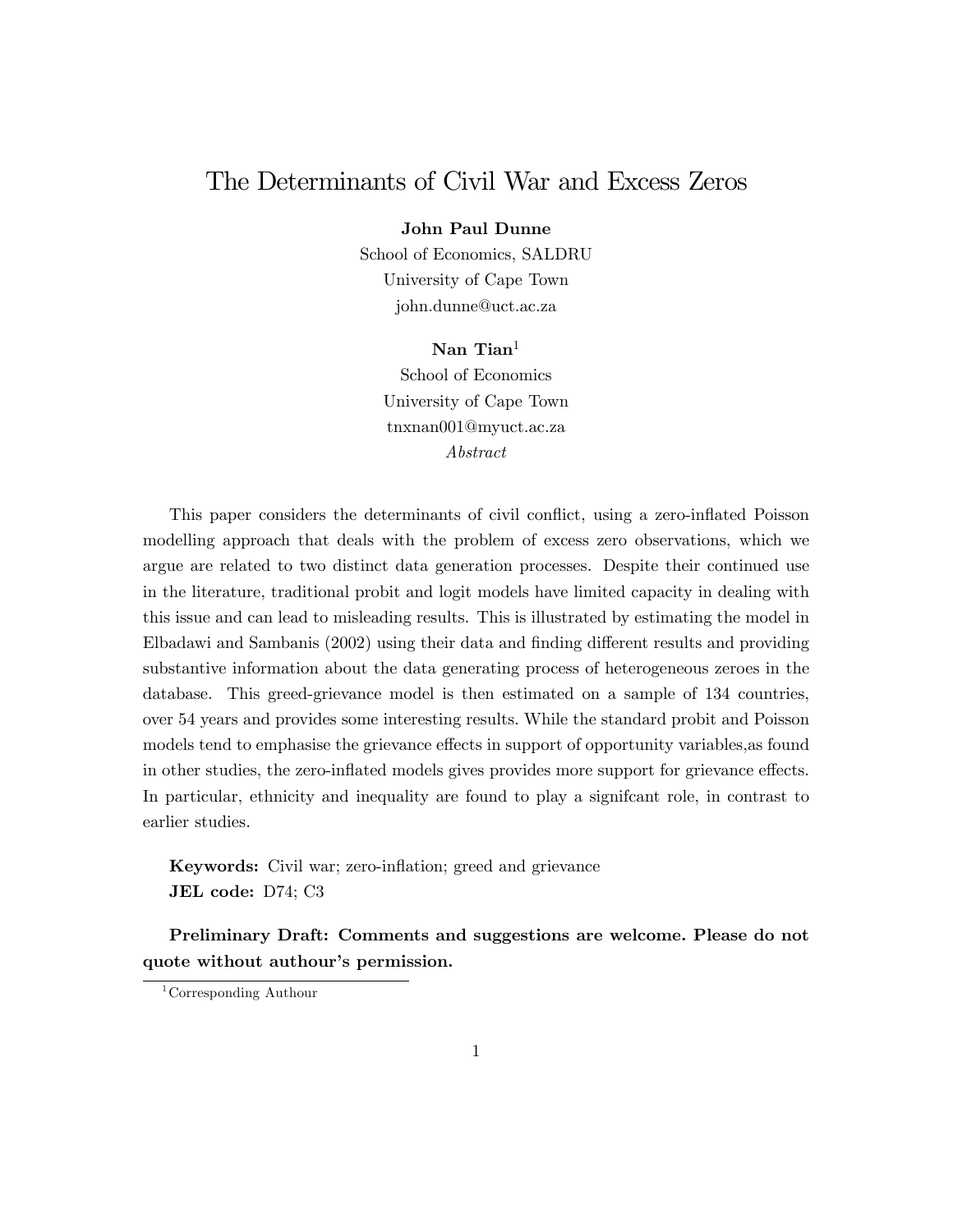# The Determinants of Civil War and Excess Zeros

**John Paul Dunne**
School of Economics, SALDRU
University of Cape Town
john.dunne@uct.ac.za

**Nan Tian**[1]
School of Economics
University of Cape Town
tnxnan001@myuct.ac.za

*Abstract*

This paper considers the determinants of civil conflict, using a zero-inflated Poisson modelling approach that deals with the problem of excess zero observations, which we argue are related to two distinct data generation processes. Despite their continued use in the literature, traditional probit and logit models have limited capacity in dealing with this issue and can lead to misleading results. This is illustrated by estimating the model in Elbadawi and Sambanis (2002) using their data and finding different results and providing substantive information about the data generating process of heterogeneous zeroes in the database. This greed-grievance model is then estimated on a sample of 134 countries, over 54 years and provides some interesting results. While the standard probit and Poisson models tend to emphasise the grievance effects in support of opportunity variables,as found in other studies, the zero-inflated models gives provides more support for grievance effects. In particular, ethnicity and inequality are found to play a signifcant role, in contrast to earlier studies.

**Keywords:** Civil war; zero-inflation; greed and grievance
**JEL code:** D74; C3

**Preliminary Draft: Comments and suggestions are welcome. Please do not quote without authour's permission.**

[1] Corresponding Authour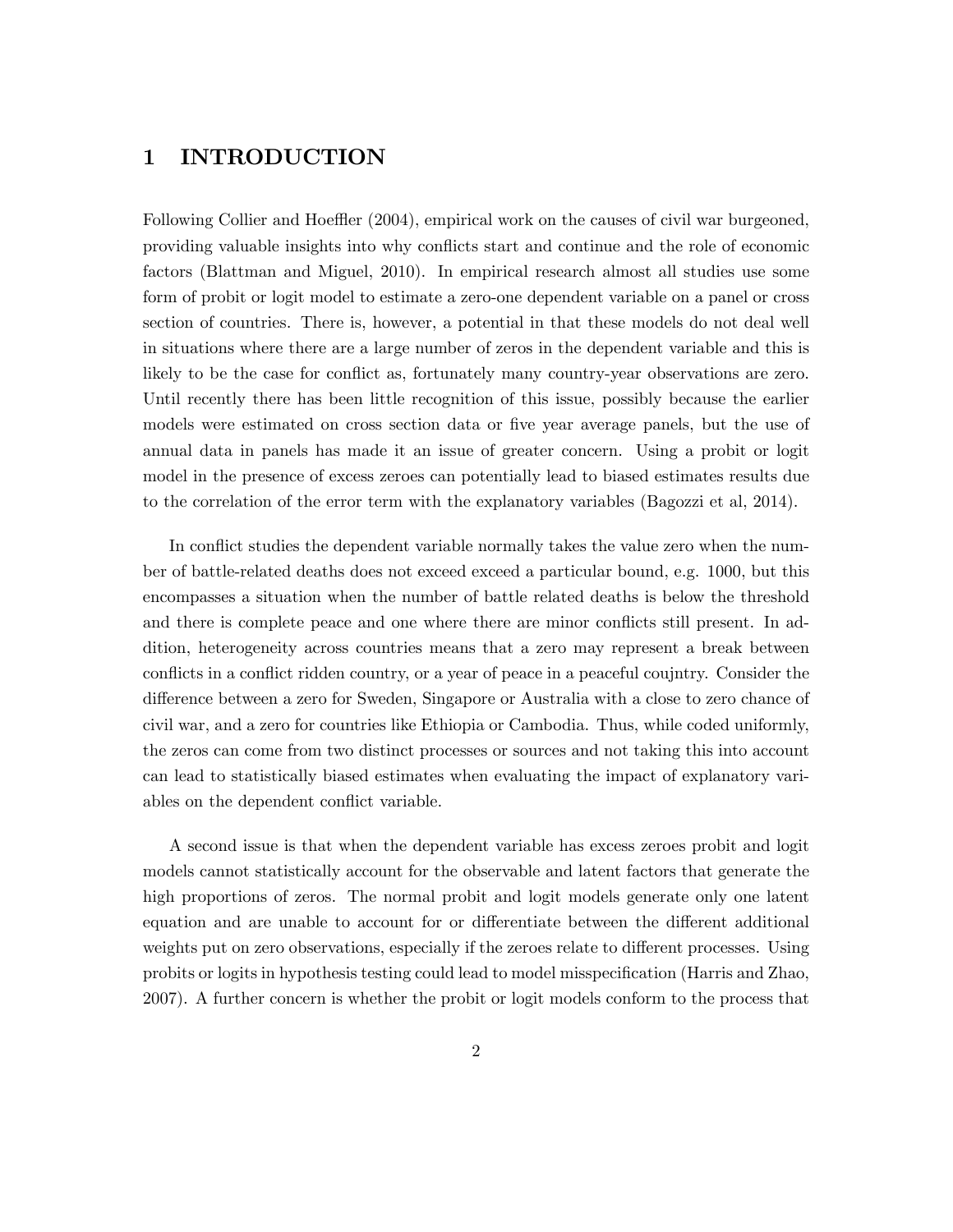# 1 INTRODUCTION

Following Collier and Hoeffler (2004), empirical work on the causes of civil war burgeoned, providing valuable insights into why conflicts start and continue and the role of economic factors (Blattman and Miguel, 2010). In empirical research almost all studies use some form of probit or logit model to estimate a zero-one dependent variable on a panel or cross section of countries. There is, however, a potential in that these models do not deal well in situations where there are a large number of zeros in the dependent variable and this is likely to be the case for conflict as, fortunately many country-year observations are zero. Until recently there has been little recognition of this issue, possibly because the earlier models were estimated on cross section data or five year average panels, but the use of annual data in panels has made it an issue of greater concern. Using a probit or logit model in the presence of excess zeroes can potentially lead to biased estimates results due to the correlation of the error term with the explanatory variables (Bagozzi et al, 2014).

In conflict studies the dependent variable normally takes the value zero when the number of battle-related deaths does not exceed exceed a particular bound, e.g. 1000, but this encompasses a situation when the number of battle related deaths is below the threshold and there is complete peace and one where there are minor conflicts still present. In addition, heterogeneity across countries means that a zero may represent a break between conflicts in a conflict ridden country, or a year of peace in a peaceful coujntry. Consider the difference between a zero for Sweden, Singapore or Australia with a close to zero chance of civil war, and a zero for countries like Ethiopia or Cambodia. Thus, while coded uniformly, the zeros can come from two distinct processes or sources and not taking this into account can lead to statistically biased estimates when evaluating the impact of explanatory variables on the dependent conflict variable.

A second issue is that when the dependent variable has excess zeroes probit and logit models cannot statistically account for the observable and latent factors that generate the high proportions of zeros. The normal probit and logit models generate only one latent equation and are unable to account for or differentiate between the different additional weights put on zero observations, especially if the zeroes relate to different processes. Using probits or logits in hypothesis testing could lead to model misspecification (Harris and Zhao, 2007). A further concern is whether the probit or logit models conform to the process that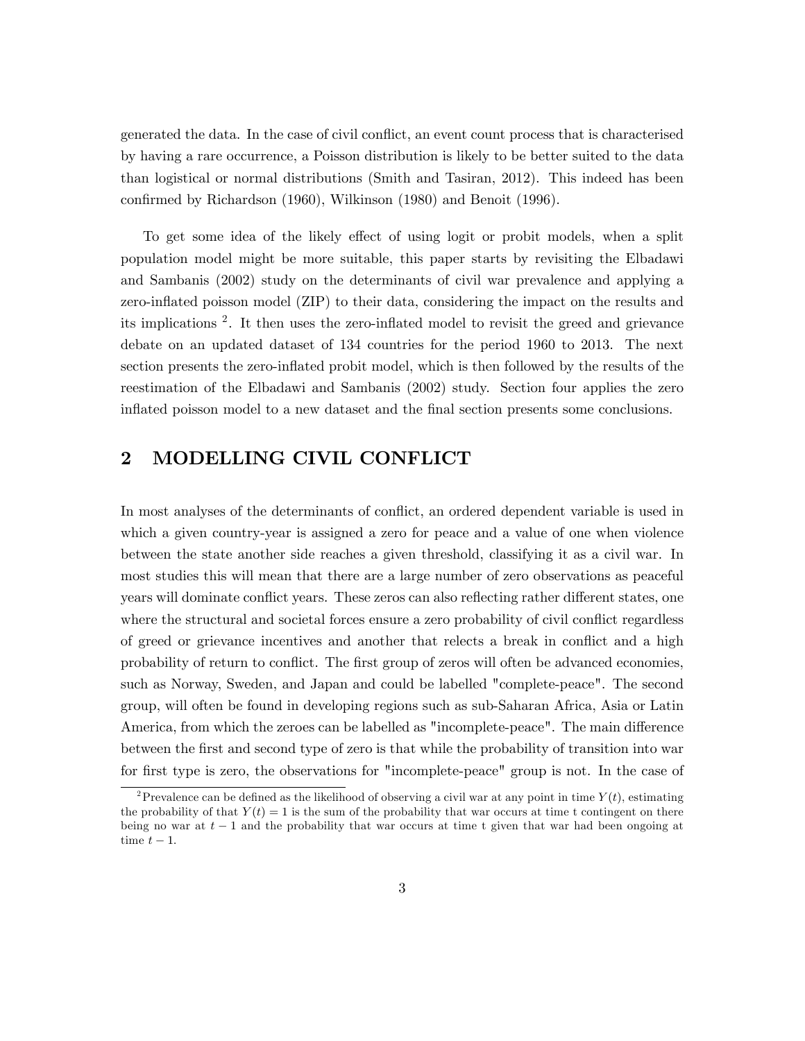generated the data. In the case of civil conflict, an event count process that is characterised by having a rare occurrence, a Poisson distribution is likely to be better suited to the data than logistical or normal distributions (Smith and Tasiran, 2012). This indeed has been confirmed by Richardson (1960), Wilkinson (1980) and Benoit (1996).

To get some idea of the likely effect of using logit or probit models, when a split population model might be more suitable, this paper starts by revisiting the Elbadawi and Sambanis (2002) study on the determinants of civil war prevalence and applying a zero-inflated poisson model (ZIP) to their data, considering the impact on the results and its implications [2]. It then uses the zero-inflated model to revisit the greed and grievance debate on an updated dataset of 134 countries for the period 1960 to 2013. The next section presents the zero-inflated probit model, which is then followed by the results of the reestimation of the Elbadawi and Sambanis (2002) study. Section four applies the zero inflated poisson model to a new dataset and the final section presents some conclusions.

## 2 MODELLING CIVIL CONFLICT

In most analyses of the determinants of conflict, an ordered dependent variable is used in which a given country-year is assigned a zero for peace and a value of one when violence between the state another side reaches a given threshold, classifying it as a civil war. In most studies this will mean that there are a large number of zero observations as peaceful years will dominate conflict years. These zeros can also reflecting rather different states, one where the structural and societal forces ensure a zero probability of civil conflict regardless of greed or grievance incentives and another that relects a break in conflict and a high probability of return to conflict. The first group of zeros will often be advanced economies, such as Norway, Sweden, and Japan and could be labelled "complete-peace". The second group, will often be found in developing regions such as sub-Saharan Africa, Asia or Latin America, from which the zeroes can be labelled as "incomplete-peace". The main difference between the first and second type of zero is that while the probability of transition into war for first type is zero, the observations for "incomplete-peace" group is not. In the case of

[2] Prevalence can be defined as the likelihood of observing a civil war at any point in time $Y(t)$, estimating the probability of that $Y(t) = 1$ is the sum of the probability that war occurs at time t contingent on there being no war at $t-1$ and the probability that war occurs at time t given that war had been ongoing at time $t-1$.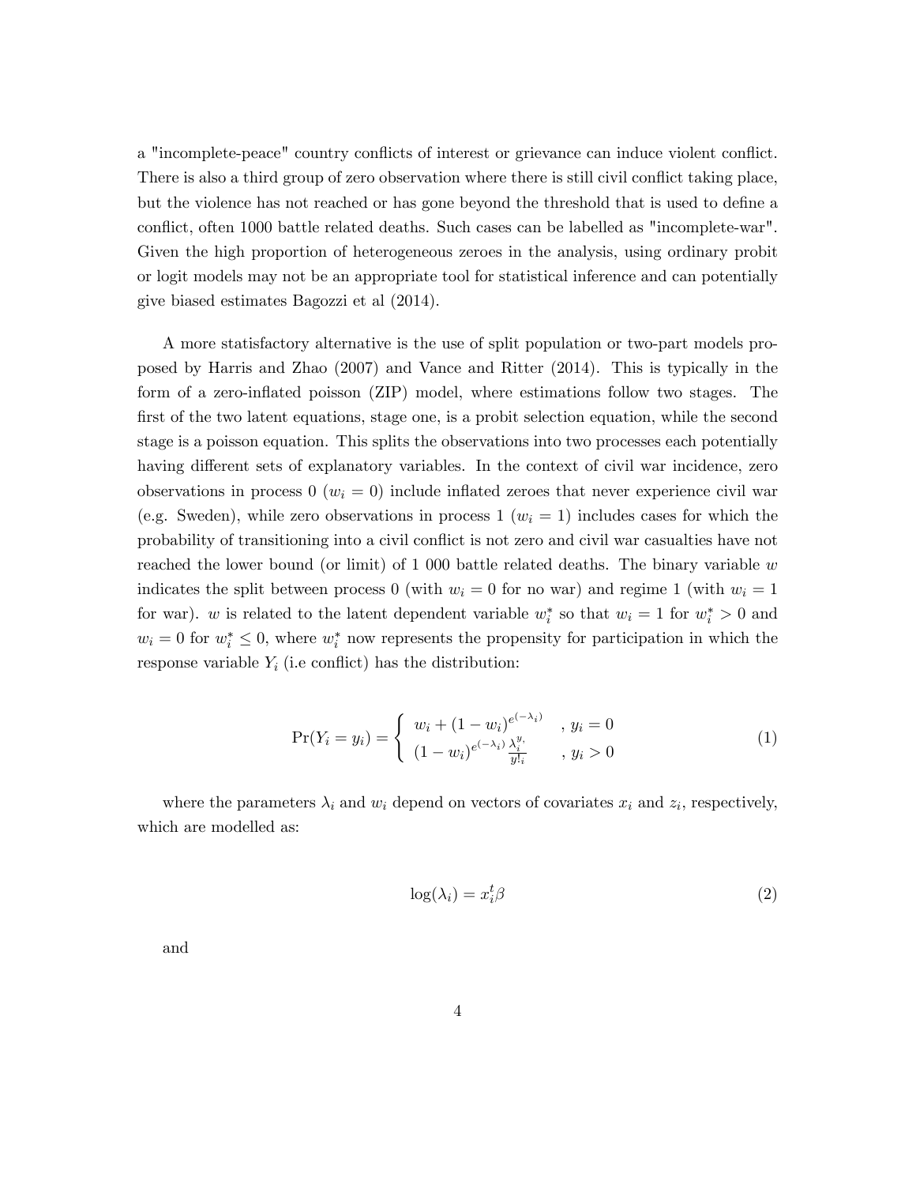a "incomplete-peace" country conflicts of interest or grievance can induce violent conflict. There is also a third group of zero observation where there is still civil conflict taking place, but the violence has not reached or has gone beyond the threshold that is used to define a conflict, often 1000 battle related deaths. Such cases can be labelled as "incomplete-war". Given the high proportion of heterogeneous zeroes in the analysis, using ordinary probit or logit models may not be an appropriate tool for statistical inference and can potentially give biased estimates Bagozzi et al (2014).

A more satisfactory alternative is the use of split population or two-part models proposed by Harris and Zhao (2007) and Vance and Ritter (2014). This is typically in the form of a zero-inflated poisson (ZIP) model, where estimations follow two stages. The first of the two latent equations, stage one, is a probit selection equation, while the second stage is a poisson equation. This splits the observations into two processes each potentially having different sets of explanatory variables. In the context of civil war incidence, zero observations in process 0 ($w_i = 0$) include inflated zeroes that never experience civil war (e.g. Sweden), while zero observations in process 1 ($w_i = 1$) includes cases for which the probability of transitioning into a civil conflict is not zero and civil war casualties have not reached the lower bound (or limit) of 1 000 battle related deaths. The binary variable $w$ indicates the split between process 0 (with $w_i = 0$ for no war) and regime 1 (with $w_i = 1$ for war). $w$ is related to the latent dependent variable $w_i^*$ so that $w_i = 1$ for $w_i^* > 0$ and $w_i = 0$ for $w_i^* \leq 0$, where $w_i^*$ now represents the propensity for participation in which the response variable $Y_i$ (i.e conflict) has the distribution:

$$\Pr(Y_i = y_i) = \begin{cases} w_i + (1 - w_i)^{e^{(-\lambda_i)}} & , y_i = 0 \\ (1 - w_i)^{e^{(-\lambda_i)}} \frac{\lambda_i^{y_i}}{y!_i} & , y_i > 0 \end{cases} \tag{1}$$

where the parameters $\lambda_i$ and $w_i$ depend on vectors of covariates $x_i$ and $z_i$, respectively, which are modelled as:

$$\log(\lambda_i) = x_i^t \beta \tag{2}$$

and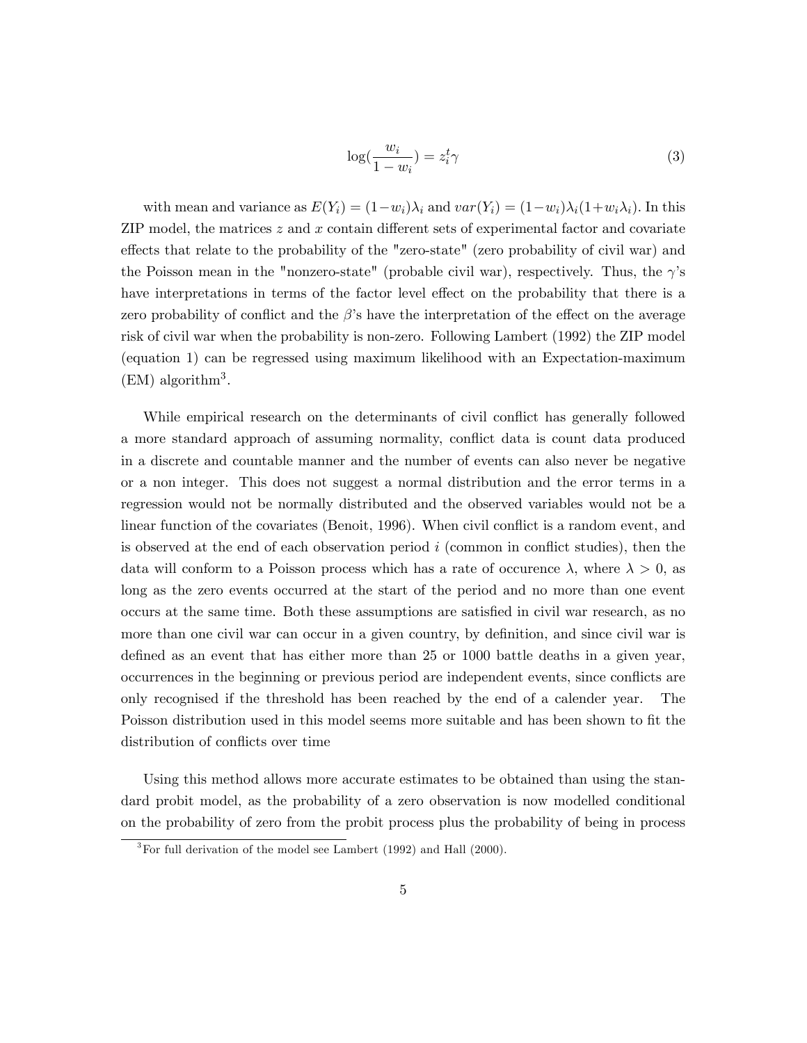$$\log(\frac{w_i}{1-w_i}) = z_i^t \gamma \tag{3}$$

with mean and variance as $E(Y_i) = (1-w_i)\lambda_i$ and $var(Y_i) = (1-w_i)\lambda_i(1+w_i\lambda_i)$. In this ZIP model, the matrices $z$ and $x$ contain different sets of experimental factor and covariate effects that relate to the probability of the "zero-state" (zero probability of civil war) and the Poisson mean in the "nonzero-state" (probable civil war), respectively. Thus, the $\gamma$'s have interpretations in terms of the factor level effect on the probability that there is a zero probability of conflict and the $\beta$'s have the interpretation of the effect on the average risk of civil war when the probability is non-zero. Following Lambert (1992) the ZIP model (equation 1) can be regressed using maximum likelihood with an Expectation-maximum (EM) algorithm[3].

While empirical research on the determinants of civil conflict has generally followed a more standard approach of assuming normality, conflict data is count data produced in a discrete and countable manner and the number of events can also never be negative or a non integer. This does not suggest a normal distribution and the error terms in a regression would not be normally distributed and the observed variables would not be a linear function of the covariates (Benoit, 1996). When civil conflict is a random event, and is observed at the end of each observation period $i$ (common in conflict studies), then the data will conform to a Poisson process which has a rate of occurence $\lambda$, where $\lambda > 0$, as long as the zero events occurred at the start of the period and no more than one event occurs at the same time. Both these assumptions are satisfied in civil war research, as no more than one civil war can occur in a given country, by definition, and since civil war is defined as an event that has either more than 25 or 1000 battle deaths in a given year, occurrences in the beginning or previous period are independent events, since conflicts are only recognised if the threshold has been reached by the end of a calender year. The Poisson distribution used in this model seems more suitable and has been shown to fit the distribution of conflicts over time

Using this method allows more accurate estimates to be obtained than using the standard probit model, as the probability of a zero observation is now modelled conditional on the probability of zero from the probit process plus the probability of being in process

[3] For full derivation of the model see Lambert (1992) and Hall (2000).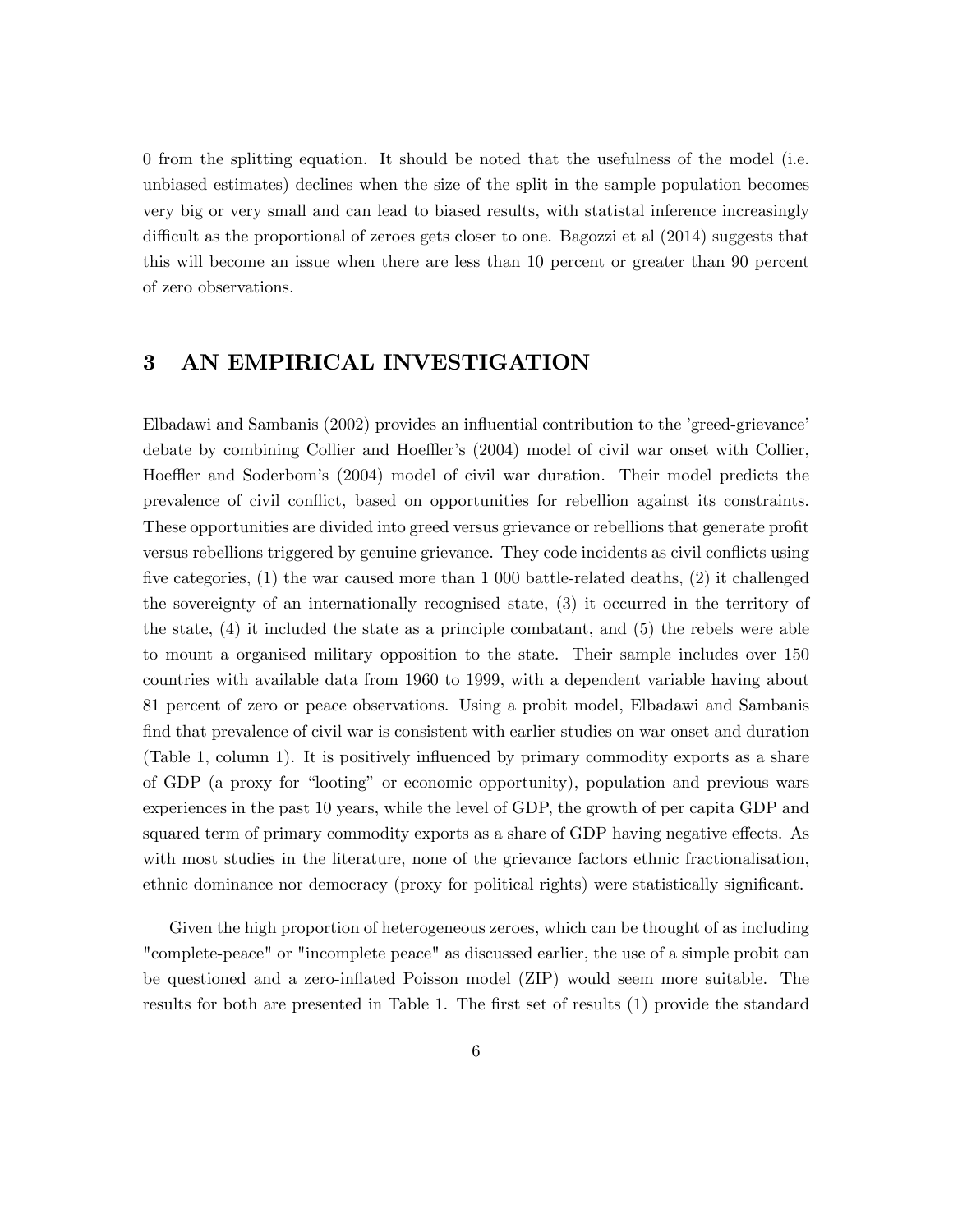0 from the splitting equation. It should be noted that the usefulness of the model (i.e. unbiased estimates) declines when the size of the split in the sample population becomes very big or very small and can lead to biased results, with statistal inference increasingly difficult as the proportional of zeroes gets closer to one. Bagozzi et al (2014) suggests that this will become an issue when there are less than 10 percent or greater than 90 percent of zero observations.

## 3 AN EMPIRICAL INVESTIGATION

Elbadawi and Sambanis (2002) provides an influential contribution to the 'greed-grievance' debate by combining Collier and Hoeffler's (2004) model of civil war onset with Collier, Hoeffler and Soderbom's (2004) model of civil war duration. Their model predicts the prevalence of civil conflict, based on opportunities for rebellion against its constraints. These opportunities are divided into greed versus grievance or rebellions that generate profit versus rebellions triggered by genuine grievance. They code incidents as civil conflicts using five categories, (1) the war caused more than 1 000 battle-related deaths, (2) it challenged the sovereignty of an internationally recognised state, (3) it occurred in the territory of the state, (4) it included the state as a principle combatant, and (5) the rebels were able to mount a organised military opposition to the state. Their sample includes over 150 countries with available data from 1960 to 1999, with a dependent variable having about 81 percent of zero or peace observations. Using a probit model, Elbadawi and Sambanis find that prevalence of civil war is consistent with earlier studies on war onset and duration (Table 1, column 1). It is positively influenced by primary commodity exports as a share of GDP (a proxy for "looting" or economic opportunity), population and previous wars experiences in the past 10 years, while the level of GDP, the growth of per capita GDP and squared term of primary commodity exports as a share of GDP having negative effects. As with most studies in the literature, none of the grievance factors ethnic fractionalisation, ethnic dominance nor democracy (proxy for political rights) were statistically significant.

Given the high proportion of heterogeneous zeroes, which can be thought of as including "complete-peace" or "incomplete peace" as discussed earlier, the use of a simple probit can be questioned and a zero-inflated Poisson model (ZIP) would seem more suitable. The results for both are presented in Table 1. The first set of results (1) provide the standard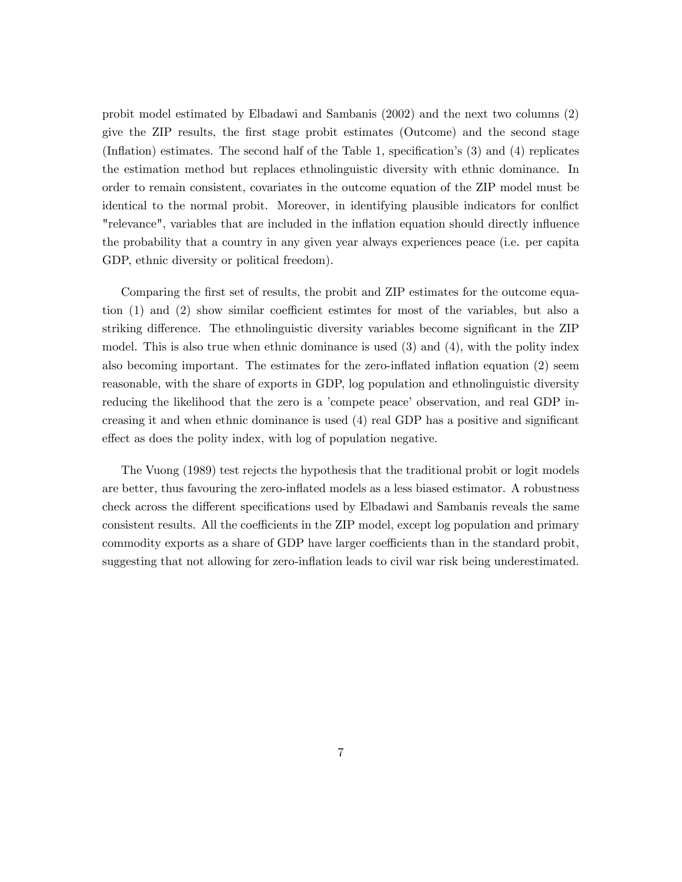probit model estimated by Elbadawi and Sambanis (2002) and the next two columns (2) give the ZIP results, the first stage probit estimates (Outcome) and the second stage (Inflation) estimates. The second half of the Table 1, specification's (3) and (4) replicates the estimation method but replaces ethnolinguistic diversity with ethnic dominance. In order to remain consistent, covariates in the outcome equation of the ZIP model must be identical to the normal probit. Moreover, in identifying plausible indicators for conlfict "relevance", variables that are included in the inflation equation should directly influence the probability that a country in any given year always experiences peace (i.e. per capita GDP, ethnic diversity or political freedom).

Comparing the first set of results, the probit and ZIP estimates for the outcome equation (1) and (2) show similar coefficient estimtes for most of the variables, but also a striking difference. The ethnolinguistic diversity variables become significant in the ZIP model. This is also true when ethnic dominance is used (3) and (4), with the polity index also becoming important. The estimates for the zero-inflated inflation equation (2) seem reasonable, with the share of exports in GDP, log population and ethnolinguistic diversity reducing the likelihood that the zero is a 'compete peace' observation, and real GDP increasing it and when ethnic dominance is used (4) real GDP has a positive and significant effect as does the polity index, with log of population negative.

The Vuong (1989) test rejects the hypothesis that the traditional probit or logit models are better, thus favouring the zero-inflated models as a less biased estimator. A robustness check across the different specifications used by Elbadawi and Sambanis reveals the same consistent results. All the coefficients in the ZIP model, except log population and primary commodity exports as a share of GDP have larger coefficients than in the standard probit, suggesting that not allowing for zero-inflation leads to civil war risk being underestimated.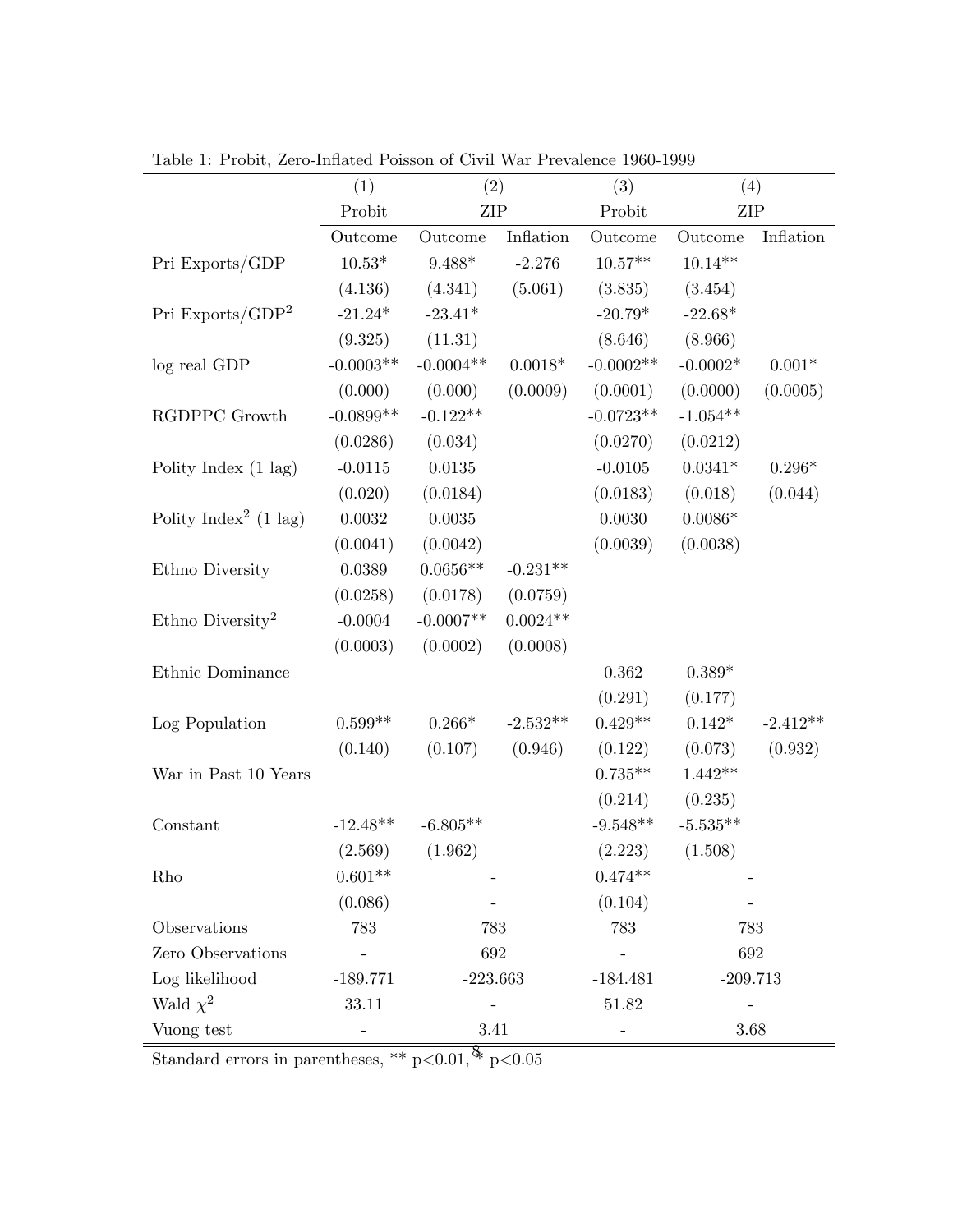Table 1: Probit, Zero-Inflated Poisson of Civil War Prevalence 1960-1999

| | (1) | (2) | | (3) | (4) | |
|---|---|---|---|---|---|---|
| | Probit | ZIP | | Probit | ZIP | |
| | Outcome | Outcome | Inflation | Outcome | Outcome | Inflation |
| Pri Exports/GDP | 10.53* | 9.488* | -2.276 | 10.57** | 10.14** | |
| | (4.136) | (4.341) | (5.061) | (3.835) | (3.454) | |
| Pri Exports/GDP$^2$ | -21.24* | -23.41* | | -20.79* | -22.68* | |
| | (9.325) | (11.31) | | (8.646) | (8.966) | |
| log real GDP | -0.0003** | -0.0004** | 0.0018* | -0.0002** | -0.0002* | 0.001* |
| | (0.000) | (0.000) | (0.0009) | (0.0001) | (0.0000) | (0.0005) |
| RGDPPC Growth | -0.0899** | -0.122** | | -0.0723** | -1.054** | |
| | (0.0286) | (0.034) | | (0.0270) | (0.0212) | |
| Polity Index (1 lag) | -0.0115 | 0.0135 | | -0.0105 | 0.0341* | 0.296* |
| | (0.020) | (0.0184) | | (0.0183) | (0.018) | (0.044) |
| Polity Index$^2$ (1 lag) | 0.0032 | 0.0035 | | 0.0030 | 0.0086* | |
| | (0.0041) | (0.0042) | | (0.0039) | (0.0038) | |
| Ethno Diversity | 0.0389 | 0.0656** | -0.231** | | | |
| | (0.0258) | (0.0178) | (0.0759) | | | |
| Ethno Diversity$^2$ | -0.0004 | -0.0007** | 0.0024** | | | |
| | (0.0003) | (0.0002) | (0.0008) | | | |
| Ethnic Dominance | | | | 0.362 | 0.389* | |
| | | | | (0.291) | (0.177) | |
| Log Population | 0.599** | 0.266* | -2.532** | 0.429** | 0.142* | -2.412** |
| | (0.140) | (0.107) | (0.946) | (0.122) | (0.073) | (0.932) |
| War in Past 10 Years | | | | 0.735** | 1.442** | |
| | | | | (0.214) | (0.235) | |
| Constant | -12.48** | -6.805** | | -9.548** | -5.535** | |
| | (2.569) | (1.962) | | (2.223) | (1.508) | |
| Rho | 0.601** | - | | 0.474** | - | |
| | (0.086) | - | | (0.104) | - | |
| Observations | 783 | 783 | | 783 | 783 | |
| Zero Observations | - | 692 | | - | 692 | |
| Log likelihood | -189.771 | -223.663 | | -184.481 | -209.713 | |
| Wald $\chi^2$ | 33.11 | - | | 51.82 | - | |
| Vuong test | - | 3.41 | | - | 3.68 | |

Standard errors in parentheses, ** $p<0.01$, * $p<0.05$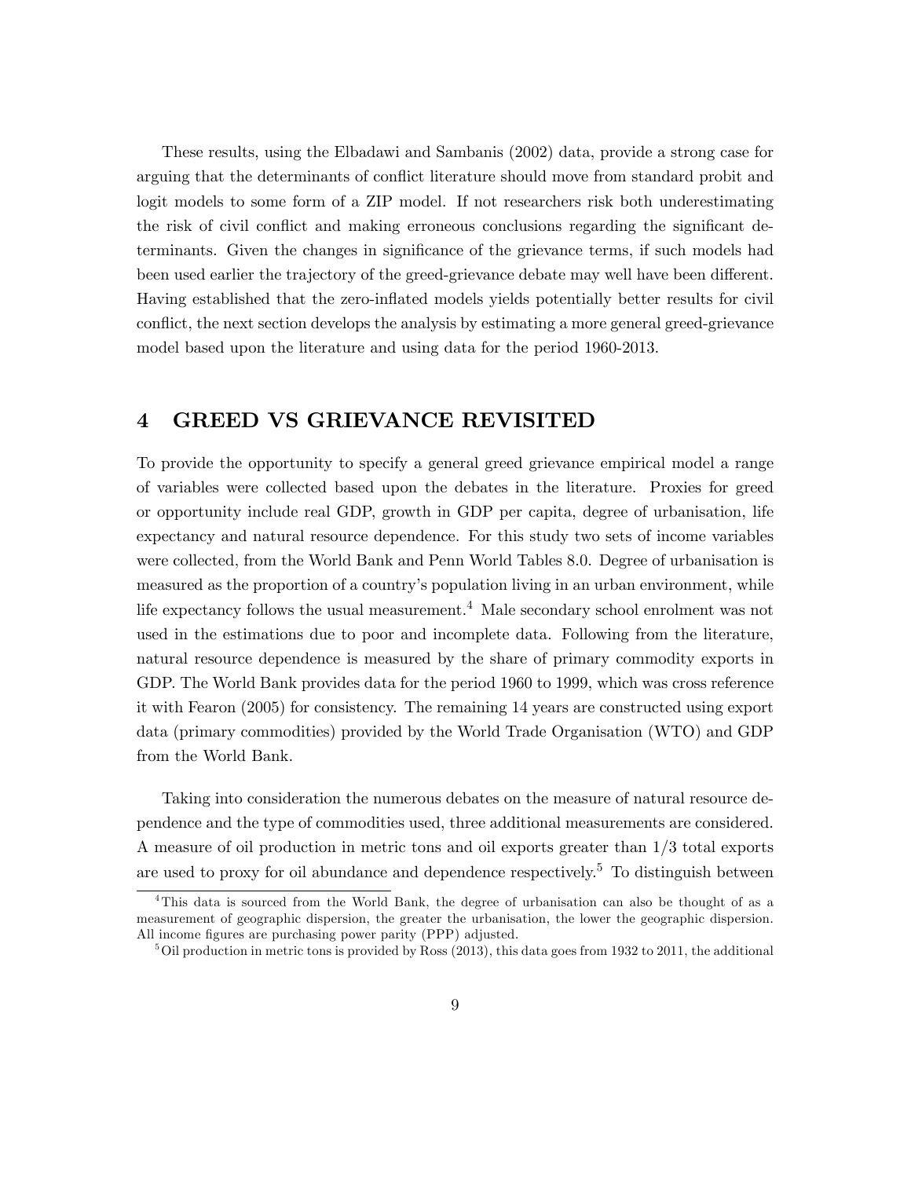These results, using the Elbadawi and Sambanis (2002) data, provide a strong case for arguing that the determinants of conflict literature should move from standard probit and logit models to some form of a ZIP model. If not researchers risk both underestimating the risk of civil conflict and making erroneous conclusions regarding the significant determinants. Given the changes in significance of the grievance terms, if such models had been used earlier the trajectory of the greed-grievance debate may well have been different. Having established that the zero-inflated models yields potentially better results for civil conflict, the next section develops the analysis by estimating a more general greed-grievance model based upon the literature and using data for the period 1960-2013.

## 4 GREED VS GRIEVANCE REVISITED

To provide the opportunity to specify a general greed grievance empirical model a range of variables were collected based upon the debates in the literature. Proxies for greed or opportunity include real GDP, growth in GDP per capita, degree of urbanisation, life expectancy and natural resource dependence. For this study two sets of income variables were collected, from the World Bank and Penn World Tables 8.0. Degree of urbanisation is measured as the proportion of a country's population living in an urban environment, while life expectancy follows the usual measurement.[4] Male secondary school enrolment was not used in the estimations due to poor and incomplete data. Following from the literature, natural resource dependence is measured by the share of primary commodity exports in GDP. The World Bank provides data for the period 1960 to 1999, which was cross reference it with Fearon (2005) for consistency. The remaining 14 years are constructed using export data (primary commodities) provided by the World Trade Organisation (WTO) and GDP from the World Bank.

Taking into consideration the numerous debates on the measure of natural resource dependence and the type of commodities used, three additional measurements are considered. A measure of oil production in metric tons and oil exports greater than 1/3 total exports are used to proxy for oil abundance and dependence respectively.[5] To distinguish between

[4] This data is sourced from the World Bank, the degree of urbanisation can also be thought of as a measurement of geographic dispersion, the greater the urbanisation, the lower the geographic dispersion. All income figures are purchasing power parity (PPP) adjusted.

[5] Oil production in metric tons is provided by Ross (2013), this data goes from 1932 to 2011, the additional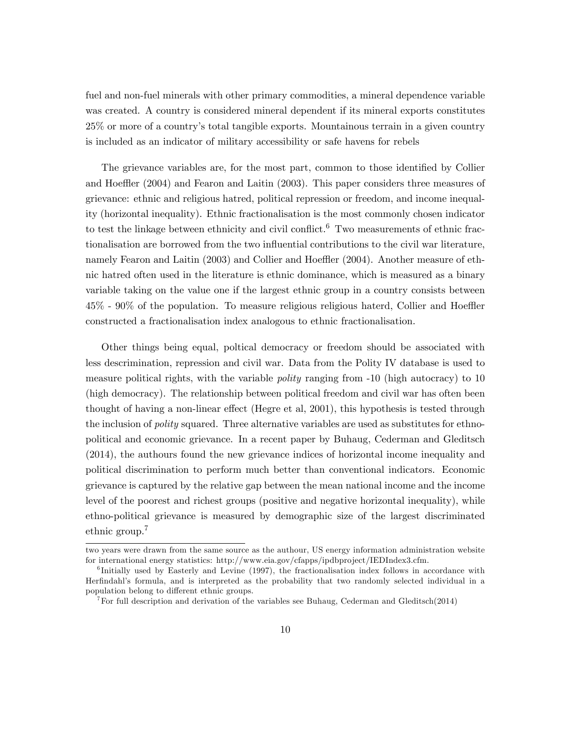fuel and non-fuel minerals with other primary commodities, a mineral dependence variable was created. A country is considered mineral dependent if its mineral exports constitutes 25% or more of a country's total tangible exports. Mountainous terrain in a given country is included as an indicator of military accessibility or safe havens for rebels

The grievance variables are, for the most part, common to those identified by Collier and Hoeffler (2004) and Fearon and Laitin (2003). This paper considers three measures of grievance: ethnic and religious hatred, political repression or freedom, and income inequality (horizontal inequality). Ethnic fractionalisation is the most commonly chosen indicator to test the linkage between ethnicity and civil conflict.[6] Two measurements of ethnic fractionalisation are borrowed from the two influential contributions to the civil war literature, namely Fearon and Laitin (2003) and Collier and Hoeffler (2004). Another measure of ethnic hatred often used in the literature is ethnic dominance, which is measured as a binary variable taking on the value one if the largest ethnic group in a country consists between 45% - 90% of the population. To measure religious religious haterd, Collier and Hoeffler constructed a fractionalisation index analogous to ethnic fractionalisation.

Other things being equal, poltical democracy or freedom should be associated with less descrimination, repression and civil war. Data from the Polity IV database is used to measure political rights, with the variable *polity* ranging from -10 (high autocracy) to 10 (high democracy). The relationship between political freedom and civil war has often been thought of having a non-linear effect (Hegre et al, 2001), this hypothesis is tested through the inclusion of *polity* squared. Three alternative variables are used as substitutes for ethno-political and economic grievance. In a recent paper by Buhaug, Cederman and Gleditsch (2014), the authours found the new grievance indices of horizontal income inequality and political discrimination to perform much better than conventional indicators. Economic grievance is captured by the relative gap between the mean national income and the income level of the poorest and richest groups (positive and negative horizontal inequality), while ethno-political grievance is measured by demographic size of the largest discriminated ethnic group.[7]

---

two years were drawn from the same source as the authour, US energy information administration website for international energy statistics: http://www.eia.gov/cfapps/ipdbproject/IEDIndex3.cfm.

[6] Initially used by Easterly and Levine (1997), the fractionalisation index follows in accordance with Herfindahl's formula, and is interpreted as the probability that two randomly selected individual in a population belong to different ethnic groups.

[7] For full description and derivation of the variables see Buhaug, Cederman and Gleditsch(2014)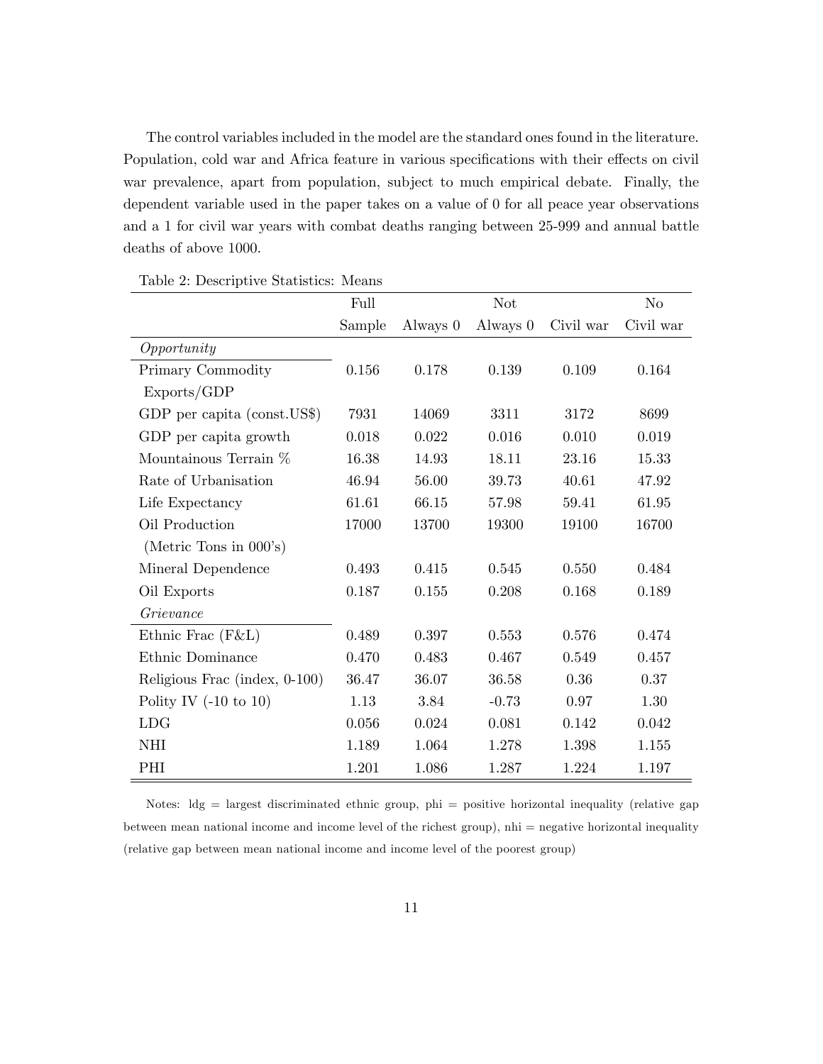The control variables included in the model are the standard ones found in the literature. Population, cold war and Africa feature in various specifications with their effects on civil war prevalence, apart from population, subject to much empirical debate. Finally, the dependent variable used in the paper takes on a value of 0 for all peace year observations and a 1 for civil war years with combat deaths ranging between 25-999 and annual battle deaths of above 1000.

Table 2: Descriptive Statistics: Means

| | Full Sample | Always 0 | Not Always 0 | Civil war | No Civil war |
|---|---|---|---|---|---|
| *Opportunity* | | | | | |
| Primary Commodity Exports/GDP | 0.156 | 0.178 | 0.139 | 0.109 | 0.164 |
| GDP per capita (const.US$) | 7931 | 14069 | 3311 | 3172 | 8699 |
| GDP per capita growth | 0.018 | 0.022 | 0.016 | 0.010 | 0.019 |
| Mountainous Terrain % | 16.38 | 14.93 | 18.11 | 23.16 | 15.33 |
| Rate of Urbanisation | 46.94 | 56.00 | 39.73 | 40.61 | 47.92 |
| Life Expectancy | 61.61 | 66.15 | 57.98 | 59.41 | 61.95 |
| Oil Production (Metric Tons in 000's) | 17000 | 13700 | 19300 | 19100 | 16700 |
| Mineral Dependence | 0.493 | 0.415 | 0.545 | 0.550 | 0.484 |
| Oil Exports | 0.187 | 0.155 | 0.208 | 0.168 | 0.189 |
| *Grievance* | | | | | |
| Ethnic Frac (F&L) | 0.489 | 0.397 | 0.553 | 0.576 | 0.474 |
| Ethnic Dominance | 0.470 | 0.483 | 0.467 | 0.549 | 0.457 |
| Religious Frac (index, 0-100) | 36.47 | 36.07 | 36.58 | 0.36 | 0.37 |
| Polity IV (-10 to 10) | 1.13 | 3.84 | -0.73 | 0.97 | 1.30 |
| LDG | 0.056 | 0.024 | 0.081 | 0.142 | 0.042 |
| NHI | 1.189 | 1.064 | 1.278 | 1.398 | 1.155 |
| PHI | 1.201 | 1.086 | 1.287 | 1.224 | 1.197 |

Notes: ldg = largest discriminated ethnic group, phi = positive horizontal inequality (relative gap between mean national income and income level of the richest group), nhi = negative horizontal inequality (relative gap between mean national income and income level of the poorest group)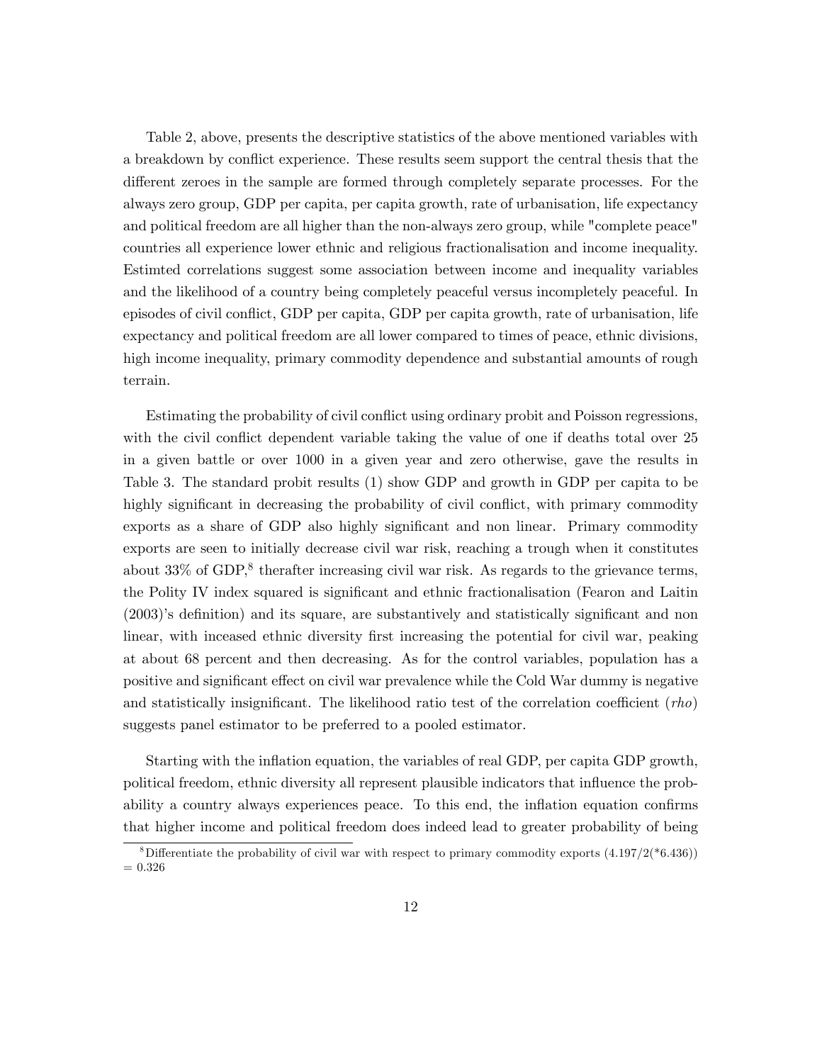Table 2, above, presents the descriptive statistics of the above mentioned variables with a breakdown by conflict experience. These results seem support the central thesis that the different zeroes in the sample are formed through completely separate processes. For the always zero group, GDP per capita, per capita growth, rate of urbanisation, life expectancy and political freedom are all higher than the non-always zero group, while "complete peace" countries all experience lower ethnic and religious fractionalisation and income inequality. Estimted correlations suggest some association between income and inequality variables and the likelihood of a country being completely peaceful versus incompletely peaceful. In episodes of civil conflict, GDP per capita, GDP per capita growth, rate of urbanisation, life expectancy and political freedom are all lower compared to times of peace, ethnic divisions, high income inequality, primary commodity dependence and substantial amounts of rough terrain.

Estimating the probability of civil conflict using ordinary probit and Poisson regressions, with the civil conflict dependent variable taking the value of one if deaths total over 25 in a given battle or over 1000 in a given year and zero otherwise, gave the results in Table 3. The standard probit results (1) show GDP and growth in GDP per capita to be highly significant in decreasing the probability of civil conflict, with primary commodity exports as a share of GDP also highly significant and non linear. Primary commodity exports are seen to initially decrease civil war risk, reaching a trough when it constitutes about 33% of GDP,[8] therafter increasing civil war risk. As regards to the grievance terms, the Polity IV index squared is significant and ethnic fractionalisation (Fearon and Laitin (2003)'s definition) and its square, are substantively and statistically significant and non linear, with inceased ethnic diversity first increasing the potential for civil war, peaking at about 68 percent and then decreasing. As for the control variables, population has a positive and significant effect on civil war prevalence while the Cold War dummy is negative and statistically insignificant. The likelihood ratio test of the correlation coefficient (*rho*) suggests panel estimator to be preferred to a pooled estimator.

Starting with the inflation equation, the variables of real GDP, per capita GDP growth, political freedom, ethnic diversity all represent plausible indicators that influence the probability a country always experiences peace. To this end, the inflation equation confirms that higher income and political freedom does indeed lead to greater probability of being

[8] Differentiate the probability of civil war with respect to primary commodity exports (4.197/2(*6.436)) = 0.326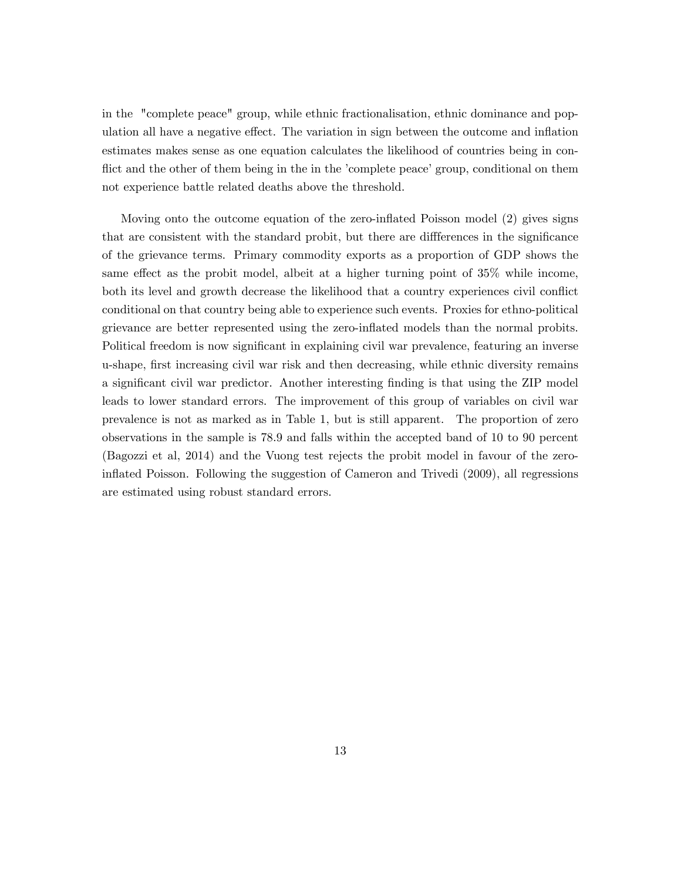in the "complete peace" group, while ethnic fractionalisation, ethnic dominance and population all have a negative effect. The variation in sign between the outcome and inflation estimates makes sense as one equation calculates the likelihood of countries being in conflict and the other of them being in the in the 'complete peace' group, conditional on them not experience battle related deaths above the threshold.

Moving onto the outcome equation of the zero-inflated Poisson model (2) gives signs that are consistent with the standard probit, but there are diffferences in the significance of the grievance terms. Primary commodity exports as a proportion of GDP shows the same effect as the probit model, albeit at a higher turning point of 35% while income, both its level and growth decrease the likelihood that a country experiences civil conflict conditional on that country being able to experience such events. Proxies for ethno-political grievance are better represented using the zero-inflated models than the normal probits. Political freedom is now significant in explaining civil war prevalence, featuring an inverse u-shape, first increasing civil war risk and then decreasing, while ethnic diversity remains a significant civil war predictor. Another interesting finding is that using the ZIP model leads to lower standard errors. The improvement of this group of variables on civil war prevalence is not as marked as in Table 1, but is still apparent. The proportion of zero observations in the sample is 78.9 and falls within the accepted band of 10 to 90 percent (Bagozzi et al, 2014) and the Vuong test rejects the probit model in favour of the zero-inflated Poisson. Following the suggestion of Cameron and Trivedi (2009), all regressions are estimated using robust standard errors.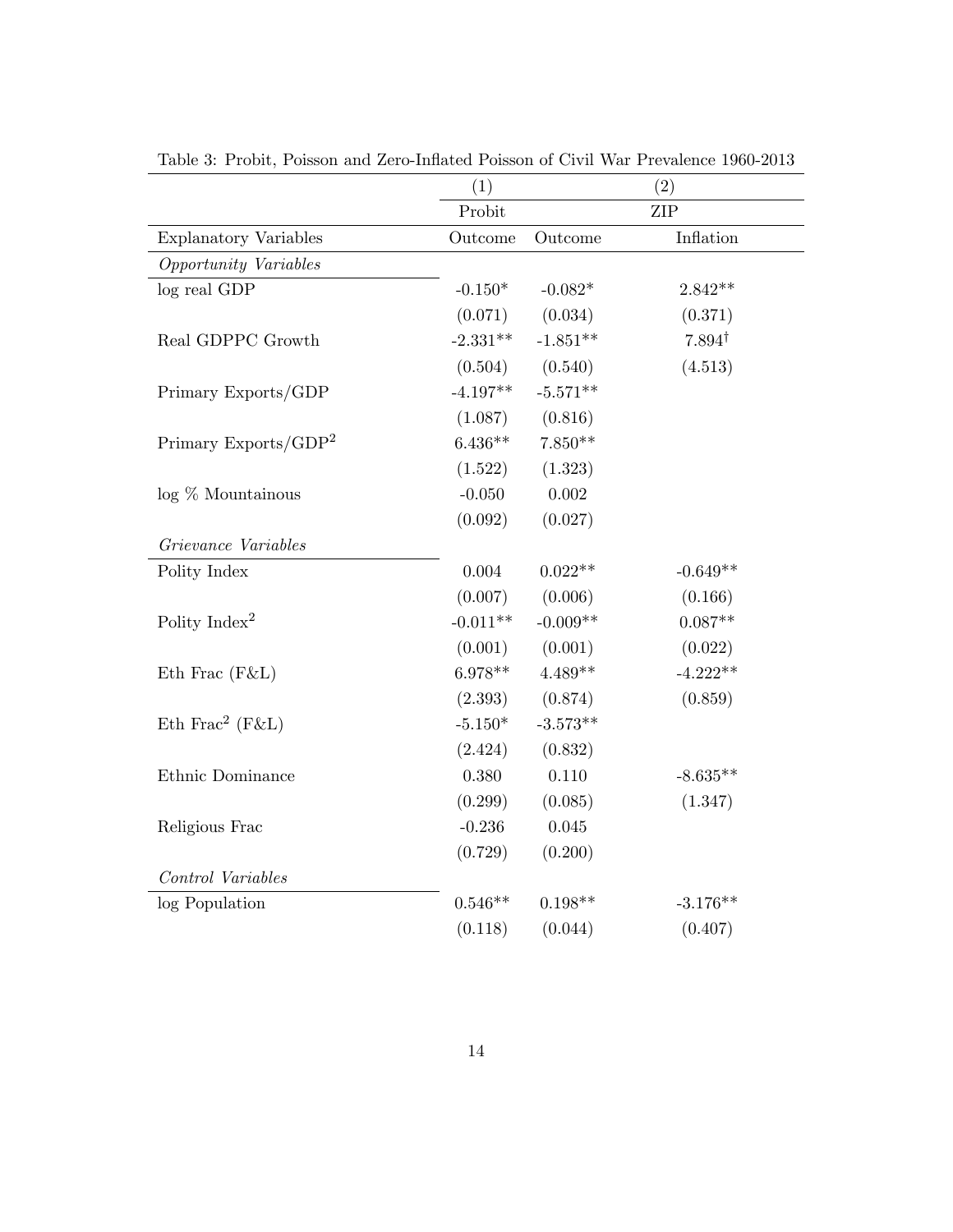Table 3: Probit, Poisson and Zero-Inflated Poisson of Civil War Prevalence 1960-2013

| | (1) | (2) | |
|---|---|---|---|
| | Probit | ZIP | |
| Explanatory Variables | Outcome | Outcome | Inflation |
| *Opportunity Variables* | | | |
| log real GDP | -0.150* | -0.082* | 2.842** |
| | (0.071) | (0.034) | (0.371) |
| Real GDPPC Growth | -2.331** | -1.851** | 7.894$^{\dagger}$ |
| | (0.504) | (0.540) | (4.513) |
| Primary Exports/GDP | -4.197** | -5.571** | |
| | (1.087) | (0.816) | |
| Primary Exports/GDP$^2$ | 6.436** | 7.850** | |
| | (1.522) | (1.323) | |
| log % Mountainous | -0.050 | 0.002 | |
| | (0.092) | (0.027) | |
| *Grievance Variables* | | | |
| Polity Index | 0.004 | 0.022** | -0.649** |
| | (0.007) | (0.006) | (0.166) |
| Polity Index$^2$ | -0.011** | -0.009** | 0.087** |
| | (0.001) | (0.001) | (0.022) |
| Eth Frac (F&L) | 6.978** | 4.489** | -4.222** |
| | (2.393) | (0.874) | (0.859) |
| Eth Frac$^2$ (F&L) | -5.150* | -3.573** | |
| | (2.424) | (0.832) | |
| Ethnic Dominance | 0.380 | 0.110 | -8.635** |
| | (0.299) | (0.085) | (1.347) |
| Religious Frac | -0.236 | 0.045 | |
| | (0.729) | (0.200) | |
| *Control Variables* | | | |
| log Population | 0.546** | 0.198** | -3.176** |
| | (0.118) | (0.044) | (0.407) |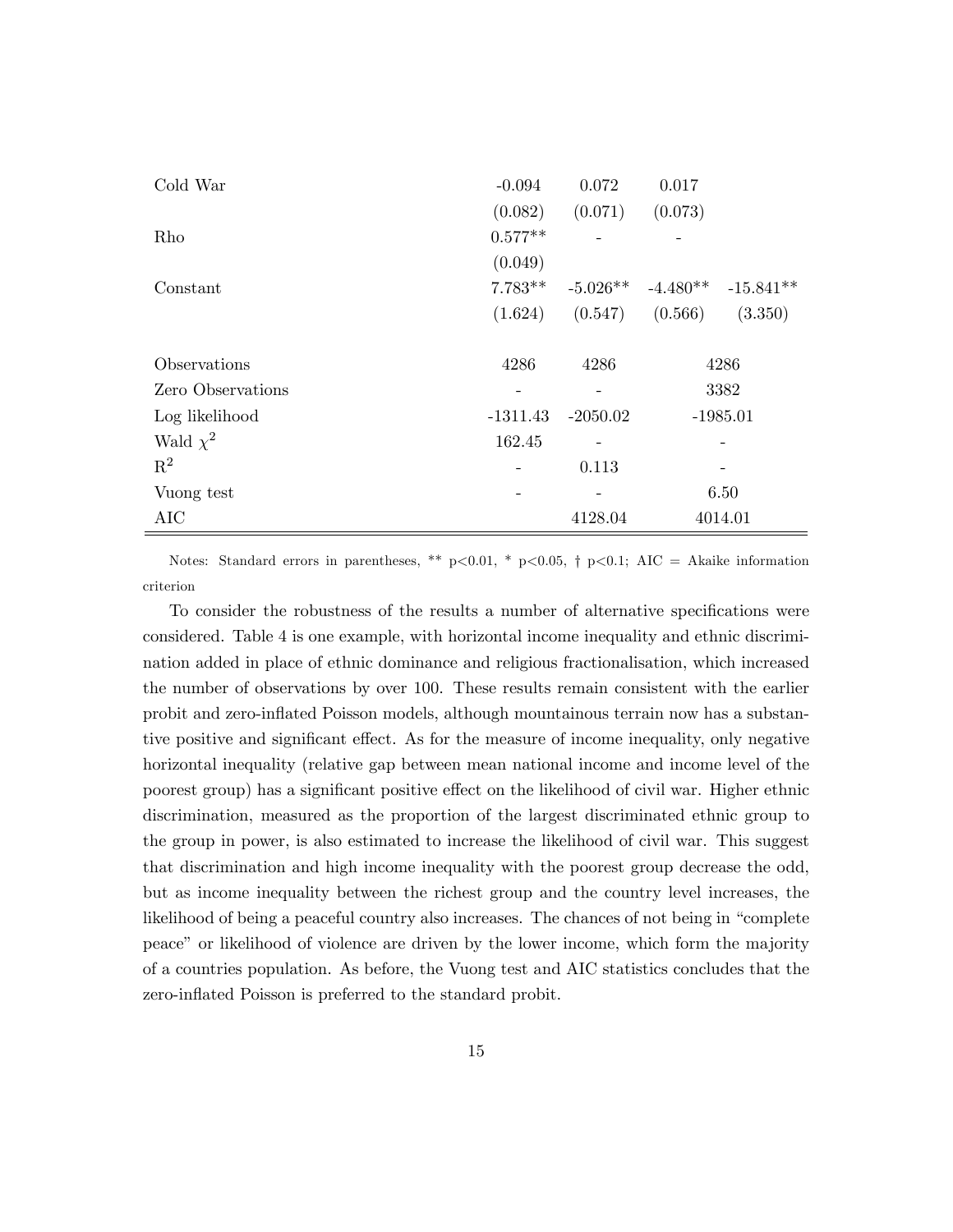| | | | | |
|---|---|---|---|---|
| Cold War | -0.094 | 0.072 | 0.017 | |
| | (0.082) | (0.071) | (0.073) | |
| Rho | 0.577** | - | - | |
| | (0.049) | | | |
| Constant | 7.783** | -5.026** | -4.480** | -15.841** |
| | (1.624) | (0.547) | (0.566) | (3.350) |
| Observations | 4286 | 4286 | 4286 | |
| Zero Observations | - | - | 3382 | |
| Log likelihood | -1311.43 | -2050.02 | -1985.01 | |
| Wald $\chi^2$ | 162.45 | - | - | |
| $R^2$ | - | 0.113 | - | |
| Vuong test | - | - | 6.50 | |
| AIC | | 4128.04 | 4014.01 | |

Notes: Standard errors in parentheses, ** p<0.01, * p<0.05, † p<0.1; AIC = Akaike information criterion

To consider the robustness of the results a number of alternative specifications were considered. Table 4 is one example, with horizontal income inequality and ethnic discrimination added in place of ethnic dominance and religious fractionalisation, which increased the number of observations by over 100. These results remain consistent with the earlier probit and zero-inflated Poisson models, although mountainous terrain now has a substantive positive and significant effect. As for the measure of income inequality, only negative horizontal inequality (relative gap between mean national income and income level of the poorest group) has a significant positive effect on the likelihood of civil war. Higher ethnic discrimination, measured as the proportion of the largest discriminated ethnic group to the group in power, is also estimated to increase the likelihood of civil war. This suggest that discrimination and high income inequality with the poorest group decrease the odd, but as income inequality between the richest group and the country level increases, the likelihood of being a peaceful country also increases. The chances of not being in "complete peace" or likelihood of violence are driven by the lower income, which form the majority of a countries population. As before, the Vuong test and AIC statistics concludes that the zero-inflated Poisson is preferred to the standard probit.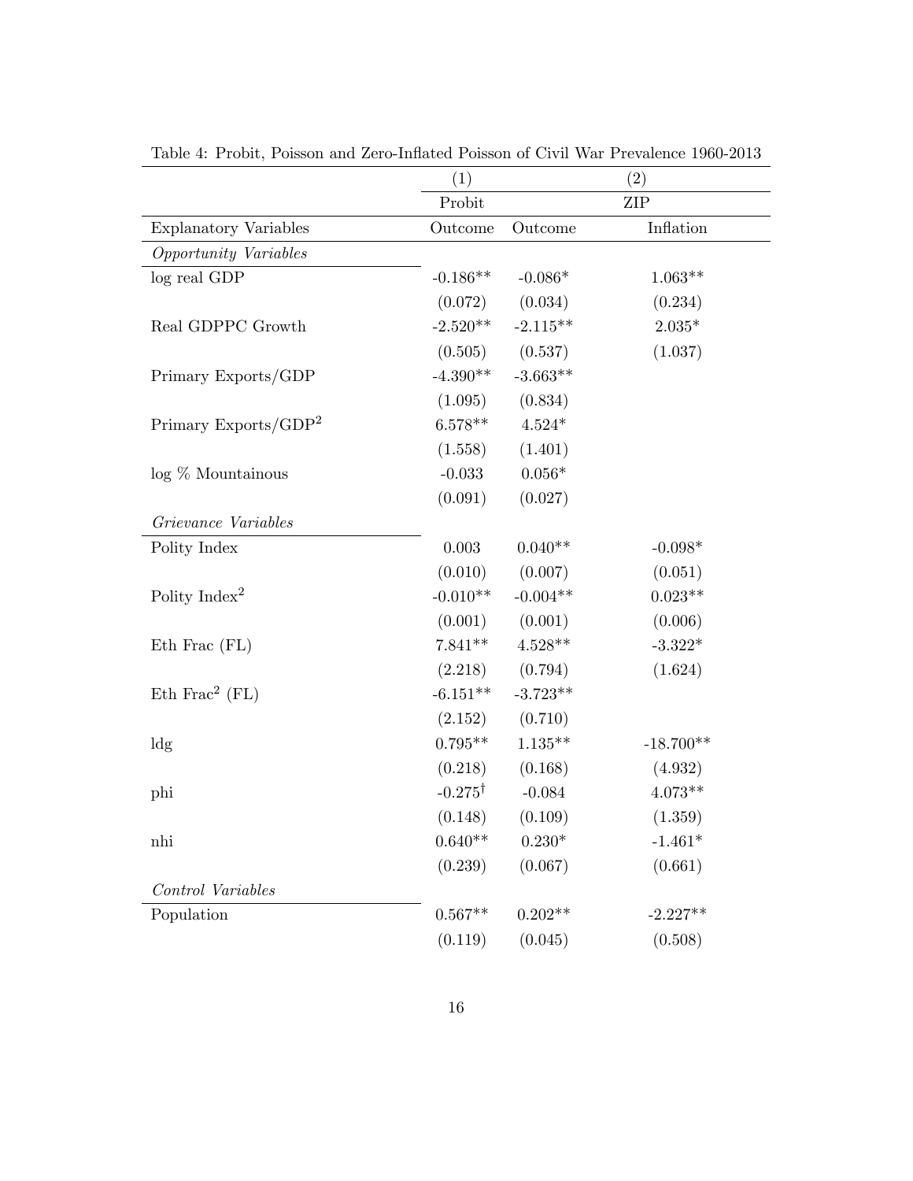Table 4: Probit, Poisson and Zero-Inflated Poisson of Civil War Prevalence 1960-2013

| | (1) | (2) | |
|---|---|---|---|
| | Probit | ZIP | |
| Explanatory Variables | Outcome | Outcome | Inflation |
| *Opportunity Variables* | | | |
| log real GDP | -0.186** | -0.086* | 1.063** |
| | (0.072) | (0.034) | (0.234) |
| Real GDPPC Growth | -2.520** | -2.115** | 2.035* |
| | (0.505) | (0.537) | (1.037) |
| Primary Exports/GDP | -4.390** | -3.663** | |
| | (1.095) | (0.834) | |
| Primary Exports/GDP$^2$ | 6.578** | 4.524* | |
| | (1.558) | (1.401) | |
| log % Mountainous | -0.033 | 0.056* | |
| | (0.091) | (0.027) | |
| *Grievance Variables* | | | |
| Polity Index | 0.003 | 0.040** | -0.098* |
| | (0.010) | (0.007) | (0.051) |
| Polity Index$^2$ | -0.010** | -0.004** | 0.023** |
| | (0.001) | (0.001) | (0.006) |
| Eth Frac (FL) | 7.841** | 4.528** | -3.322* |
| | (2.218) | (0.794) | (1.624) |
| Eth Frac$^2$ (FL) | -6.151** | -3.723** | |
| | (2.152) | (0.710) | |
| ldg | 0.795** | 1.135** | -18.700** |
| | (0.218) | (0.168) | (4.932) |
| phi | -0.275$^{\dagger}$ | -0.084 | 4.073** |
| | (0.148) | (0.109) | (1.359) |
| nhi | 0.640** | 0.230* | -1.461* |
| | (0.239) | (0.067) | (0.661) |
| *Control Variables* | | | |
| Population | 0.567** | 0.202** | -2.227** |
| | (0.119) | (0.045) | (0.508) |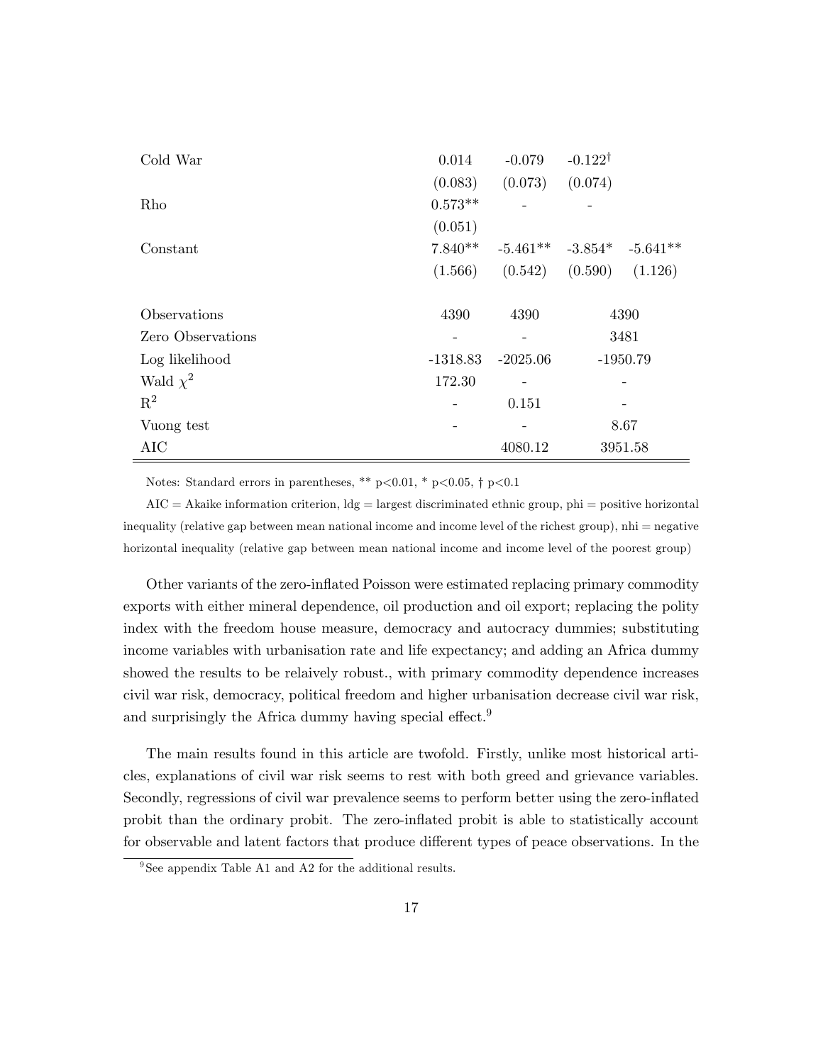| | | | | |
|---|---|---|---|---|
| Cold War | 0.014 | -0.079 | -0.122[†] | |
| | (0.083) | (0.073) | (0.074) | |
| Rho | 0.573** | - | - | |
| | (0.051) | | | |
| Constant | 7.840** | -5.461** | -3.854* | -5.641** |
| | (1.566) | (0.542) | (0.590) | (1.126) |
| | | | | |
| Observations | 4390 | 4390 | 4390 | |
| Zero Observations | - | - | 3481 | |
| Log likelihood | -1318.83 | -2025.06 | -1950.79 | |
| Wald $\chi^2$ | 172.30 | - | - | |
| $R^2$ | - | 0.151 | - | |
| Vuong test | - | - | 8.67 | |
| AIC | | 4080.12 | 3951.58 | |

Notes: Standard errors in parentheses, ** p<0.01, * p<0.05, † p<0.1

AIC = Akaike information criterion, ldg = largest discriminated ethnic group, phi = positive horizontal inequality (relative gap between mean national income and income level of the richest group), nhi = negative horizontal inequality (relative gap between mean national income and income level of the poorest group)

Other variants of the zero-inflated Poisson were estimated replacing primary commodity exports with either mineral dependence, oil production and oil export; replacing the polity index with the freedom house measure, democracy and autocracy dummies; substituting income variables with urbanisation rate and life expectancy; and adding an Africa dummy showed the results to be relaively robust., with primary commodity dependence increases civil war risk, democracy, political freedom and higher urbanisation decrease civil war risk, and surprisingly the Africa dummy having special effect.[9]

The main results found in this article are twofold. Firstly, unlike most historical articles, explanations of civil war risk seems to rest with both greed and grievance variables. Secondly, regressions of civil war prevalence seems to perform better using the zero-inflated probit than the ordinary probit. The zero-inflated probit is able to statistically account for observable and latent factors that produce different types of peace observations. In the

[9] See appendix Table A1 and A2 for the additional results.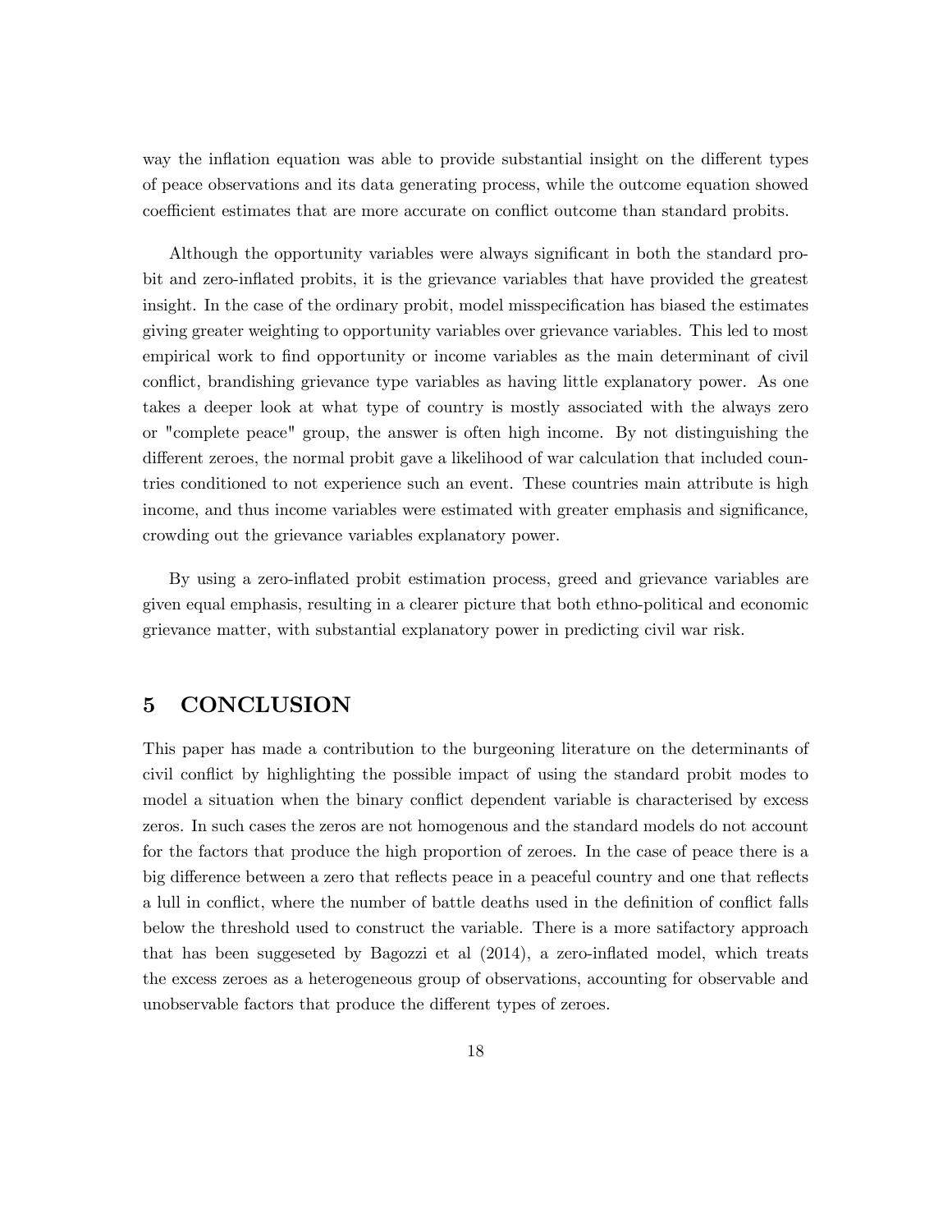way the inflation equation was able to provide substantial insight on the different types of peace observations and its data generating process, while the outcome equation showed coefficient estimates that are more accurate on conflict outcome than standard probits.

Although the opportunity variables were always significant in both the standard probit and zero-inflated probits, it is the grievance variables that have provided the greatest insight. In the case of the ordinary probit, model misspecification has biased the estimates giving greater weighting to opportunity variables over grievance variables. This led to most empirical work to find opportunity or income variables as the main determinant of civil conflict, brandishing grievance type variables as having little explanatory power. As one takes a deeper look at what type of country is mostly associated with the always zero or "complete peace" group, the answer is often high income. By not distinguishing the different zeroes, the normal probit gave a likelihood of war calculation that included countries conditioned to not experience such an event. These countries main attribute is high income, and thus income variables were estimated with greater emphasis and significance, crowding out the grievance variables explanatory power.

By using a zero-inflated probit estimation process, greed and grievance variables are given equal emphasis, resulting in a clearer picture that both ethno-political and economic grievance matter, with substantial explanatory power in predicting civil war risk.

# 5 CONCLUSION

This paper has made a contribution to the burgeoning literature on the determinants of civil conflict by highlighting the possible impact of using the standard probit modes to model a situation when the binary conflict dependent variable is characterised by excess zeros. In such cases the zeros are not homogenous and the standard models do not account for the factors that produce the high proportion of zeroes. In the case of peace there is a big difference between a zero that reflects peace in a peaceful country and one that reflects a lull in conflict, where the number of battle deaths used in the definition of conflict falls below the threshold used to construct the variable. There is a more satifactory approach that has been suggeseted by Bagozzi et al (2014), a zero-inflated model, which treats the excess zeroes as a heterogeneous group of observations, accounting for observable and unobservable factors that produce the different types of zeroes.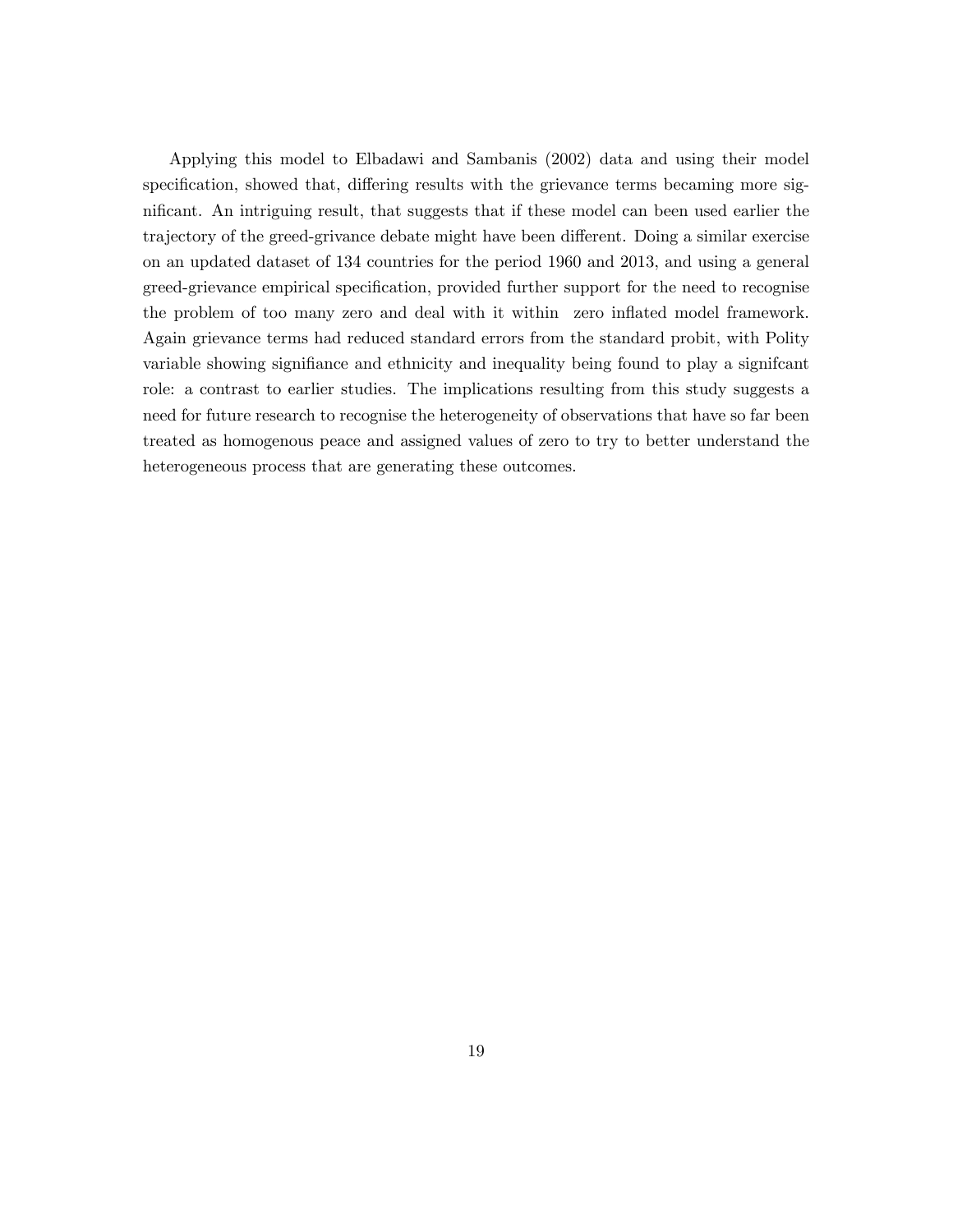Applying this model to Elbadawi and Sambanis (2002) data and using their model specification, showed that, differing results with the grievance terms becaming more significant. An intriguing result, that suggests that if these model can been used earlier the trajectory of the greed-grivance debate might have been different. Doing a similar exercise on an updated dataset of 134 countries for the period 1960 and 2013, and using a general greed-grievance empirical specification, provided further support for the need to recognise the problem of too many zero and deal with it within zero inflated model framework. Again grievance terms had reduced standard errors from the standard probit, with Polity variable showing signifiance and ethnicity and inequality being found to play a signifcant role: a contrast to earlier studies. The implications resulting from this study suggests a need for future research to recognise the heterogeneity of observations that have so far been treated as homogenous peace and assigned values of zero to try to better understand the heterogeneous process that are generating these outcomes.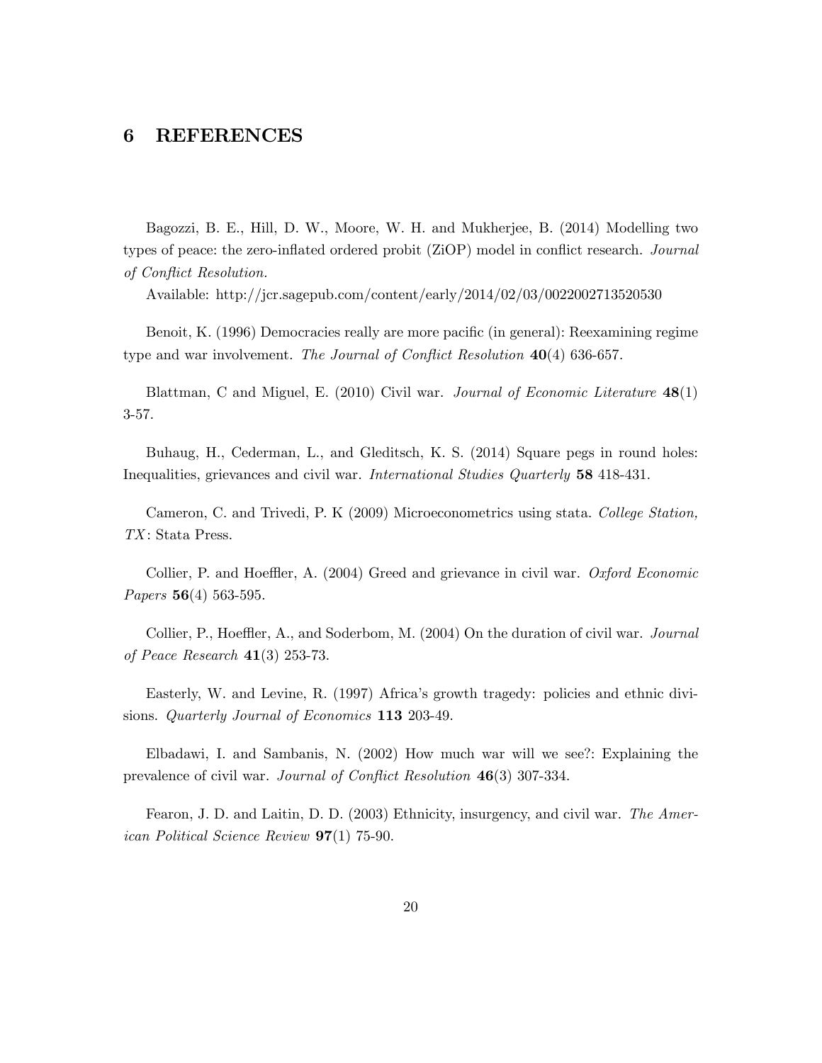## 6 REFERENCES

Bagozzi, B. E., Hill, D. W., Moore, W. H. and Mukherjee, B. (2014) Modelling two types of peace: the zero-inflated ordered probit (ZiOP) model in conflict research. *Journal of Conflict Resolution.*

Available: http://jcr.sagepub.com/content/early/2014/02/03/0022002713520530

Benoit, K. (1996) Democracies really are more pacific (in general): Reexamining regime type and war involvement. *The Journal of Conflict Resolution* **40**(4) 636-657.

Blattman, C and Miguel, E. (2010) Civil war. *Journal of Economic Literature* **48**(1) 3-57.

Buhaug, H., Cederman, L., and Gleditsch, K. S. (2014) Square pegs in round holes: Inequalities, grievances and civil war. *International Studies Quarterly* **58** 418-431.

Cameron, C. and Trivedi, P. K (2009) Microeconometrics using stata. *College Station, TX*: Stata Press.

Collier, P. and Hoeffler, A. (2004) Greed and grievance in civil war. *Oxford Economic Papers* **56**(4) 563-595.

Collier, P., Hoeffler, A., and Soderbom, M. (2004) On the duration of civil war. *Journal of Peace Research* **41**(3) 253-73.

Easterly, W. and Levine, R. (1997) Africa's growth tragedy: policies and ethnic divisions. *Quarterly Journal of Economics* **113** 203-49.

Elbadawi, I. and Sambanis, N. (2002) How much war will we see?: Explaining the prevalence of civil war. *Journal of Conflict Resolution* **46**(3) 307-334.

Fearon, J. D. and Laitin, D. D. (2003) Ethnicity, insurgency, and civil war. *The American Political Science Review* **97**(1) 75-90.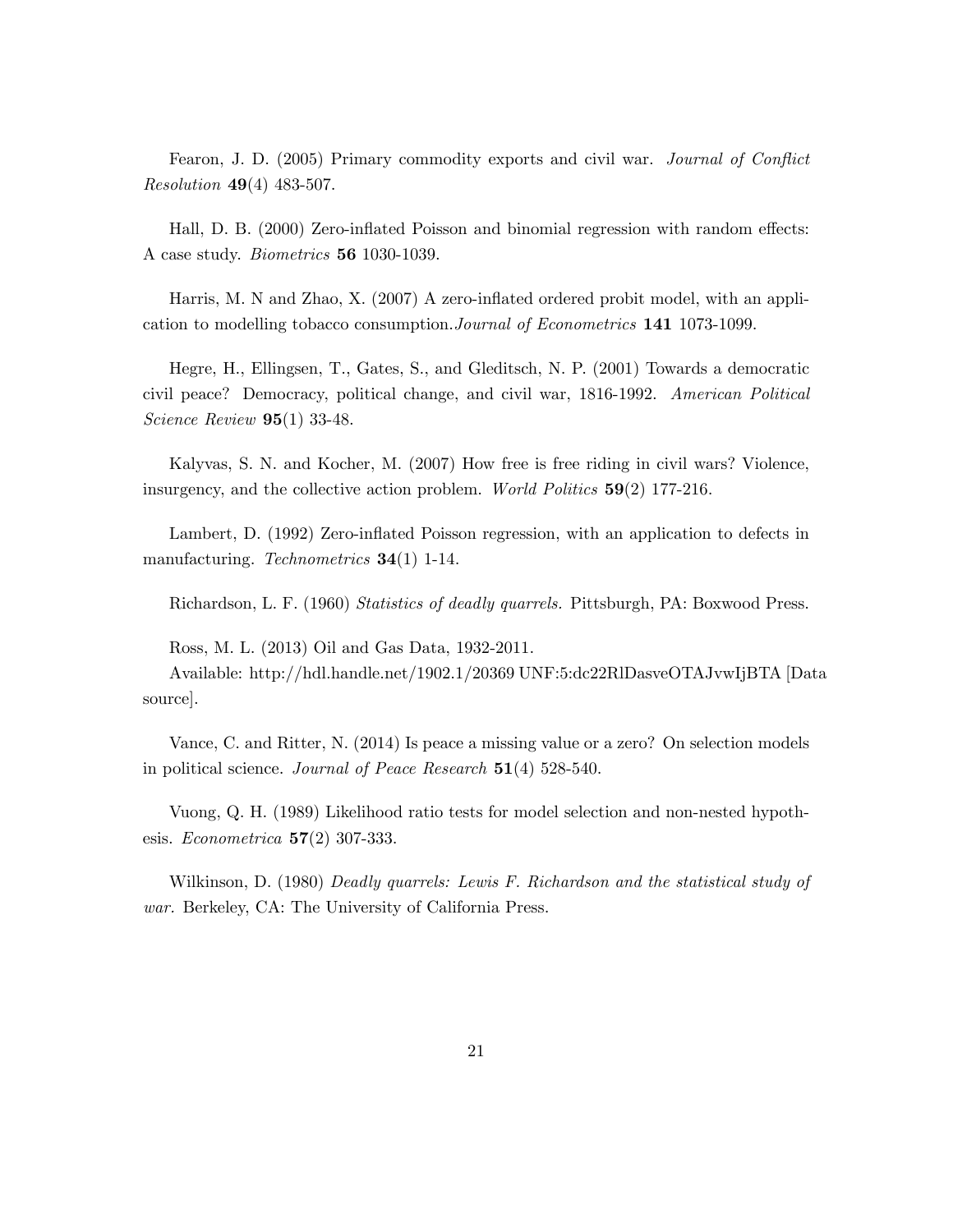Fearon, J. D. (2005) Primary commodity exports and civil war. *Journal of Conflict Resolution* **49**(4) 483-507.

Hall, D. B. (2000) Zero-inflated Poisson and binomial regression with random effects: A case study. *Biometrics* **56** 1030-1039.

Harris, M. N and Zhao, X. (2007) A zero-inflated ordered probit model, with an application to modelling tobacco consumption.*Journal of Econometrics* **141** 1073-1099.

Hegre, H., Ellingsen, T., Gates, S., and Gleditsch, N. P. (2001) Towards a democratic civil peace? Democracy, political change, and civil war, 1816-1992. *American Political Science Review* **95**(1) 33-48.

Kalyvas, S. N. and Kocher, M. (2007) How free is free riding in civil wars? Violence, insurgency, and the collective action problem. *World Politics* **59**(2) 177-216.

Lambert, D. (1992) Zero-inflated Poisson regression, with an application to defects in manufacturing. *Technometrics* **34**(1) 1-14.

Richardson, L. F. (1960) *Statistics of deadly quarrels.* Pittsburgh, PA: Boxwood Press.

Ross, M. L. (2013) Oil and Gas Data, 1932-2011.

Available: http://hdl.handle.net/1902.1/20369 UNF:5:dc22RlDasveOTAJvwIjBTA [Data source].

Vance, C. and Ritter, N. (2014) Is peace a missing value or a zero? On selection models in political science. *Journal of Peace Research* **51**(4) 528-540.

Vuong, Q. H. (1989) Likelihood ratio tests for model selection and non-nested hypothesis. *Econometrica* **57**(2) 307-333.

Wilkinson, D. (1980) *Deadly quarrels: Lewis F. Richardson and the statistical study of war.* Berkeley, CA: The University of California Press.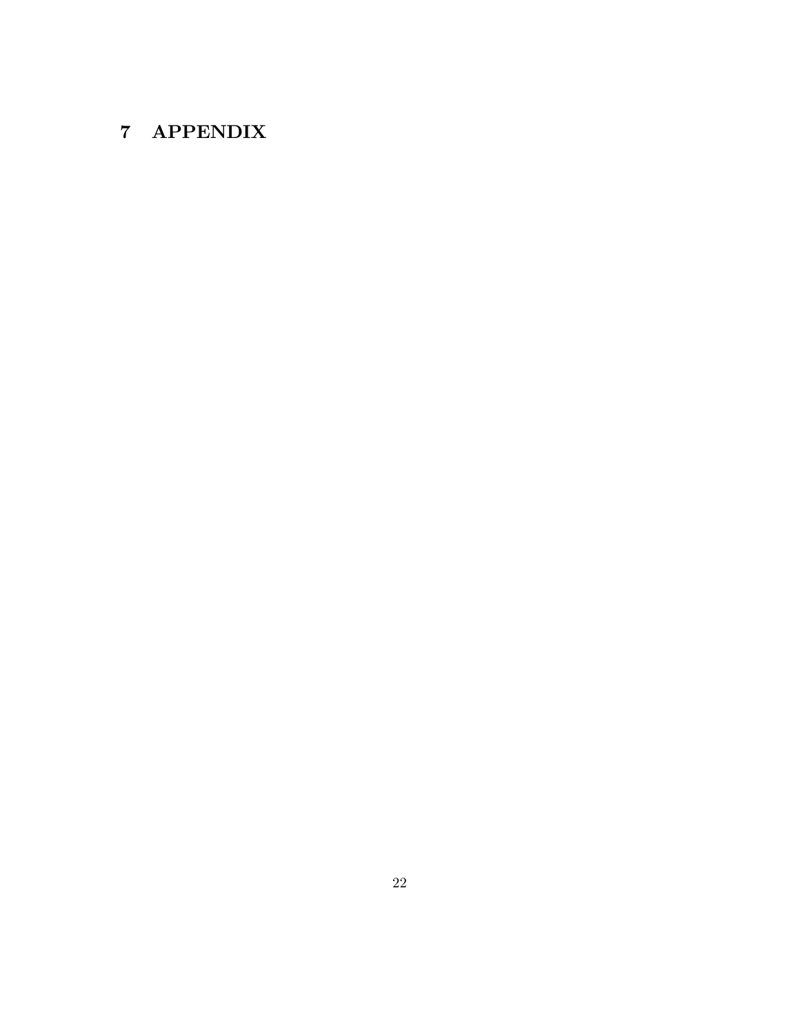# 7 APPENDIX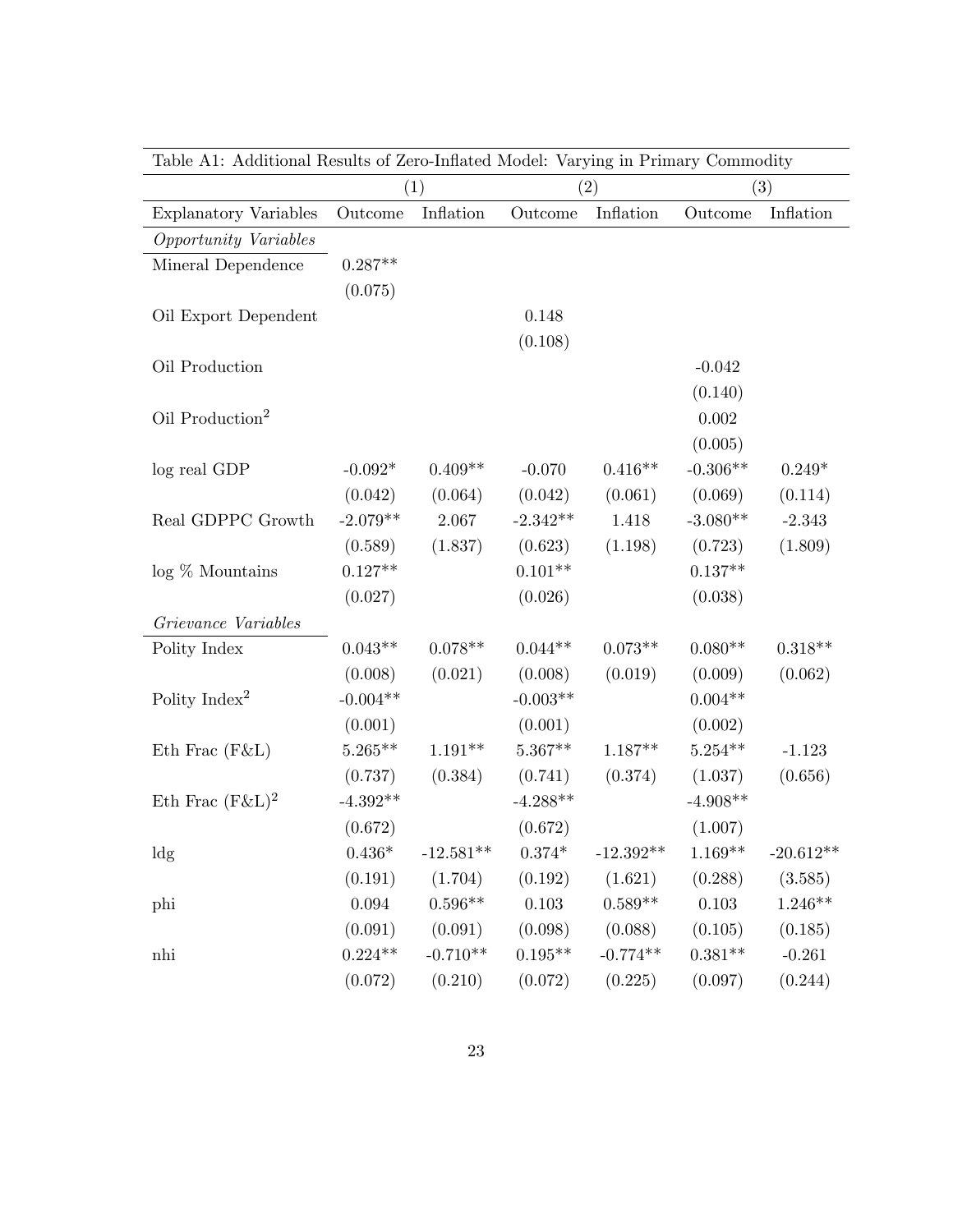Table A1: Additional Results of Zero-Inflated Model: Varying in Primary Commodity

| | (1) | | (2) | | (3) | |
|---|---|---|---|---|---|---|
| Explanatory Variables | Outcome | Inflation | Outcome | Inflation | Outcome | Inflation |
| *Opportunity Variables* | | | | | | |
| Mineral Dependence | 0.287** | | | | | |
| | (0.075) | | | | | |
| Oil Export Dependent | | | 0.148 | | | |
| | | | (0.108) | | | |
| Oil Production | | | | | -0.042 | |
| | | | | | (0.140) | |
| Oil Production$^2$ | | | | | 0.002 | |
| | | | | | (0.005) | |
| log real GDP | -0.092* | 0.409** | -0.070 | 0.416** | -0.306** | 0.249* |
| | (0.042) | (0.064) | (0.042) | (0.061) | (0.069) | (0.114) |
| Real GDPPC Growth | -2.079** | 2.067 | -2.342** | 1.418 | -3.080** | -2.343 |
| | (0.589) | (1.837) | (0.623) | (1.198) | (0.723) | (1.809) |
| log % Mountains | 0.127** | | 0.101** | | 0.137** | |
| | (0.027) | | (0.026) | | (0.038) | |
| *Grievance Variables* | | | | | | |
| Polity Index | 0.043** | 0.078** | 0.044** | 0.073** | 0.080** | 0.318** |
| | (0.008) | (0.021) | (0.008) | (0.019) | (0.009) | (0.062) |
| Polity Index$^2$ | -0.004** | | -0.003** | | 0.004** | |
| | (0.001) | | (0.001) | | (0.002) | |
| Eth Frac (F&L) | 5.265** | 1.191** | 5.367** | 1.187** | 5.254** | -1.123 |
| | (0.737) | (0.384) | (0.741) | (0.374) | (1.037) | (0.656) |
| Eth Frac (F&L)$^2$ | -4.392** | | -4.288** | | -4.908** | |
| | (0.672) | | (0.672) | | (1.007) | |
| ldg | 0.436* | -12.581** | 0.374* | -12.392** | 1.169** | -20.612** |
| | (0.191) | (1.704) | (0.192) | (1.621) | (0.288) | (3.585) |
| phi | 0.094 | 0.596** | 0.103 | 0.589** | 0.103 | 1.246** |
| | (0.091) | (0.091) | (0.098) | (0.088) | (0.105) | (0.185) |
| nhi | 0.224** | -0.710** | 0.195** | -0.774** | 0.381** | -0.261 |
| | (0.072) | (0.210) | (0.072) | (0.225) | (0.097) | (0.244) |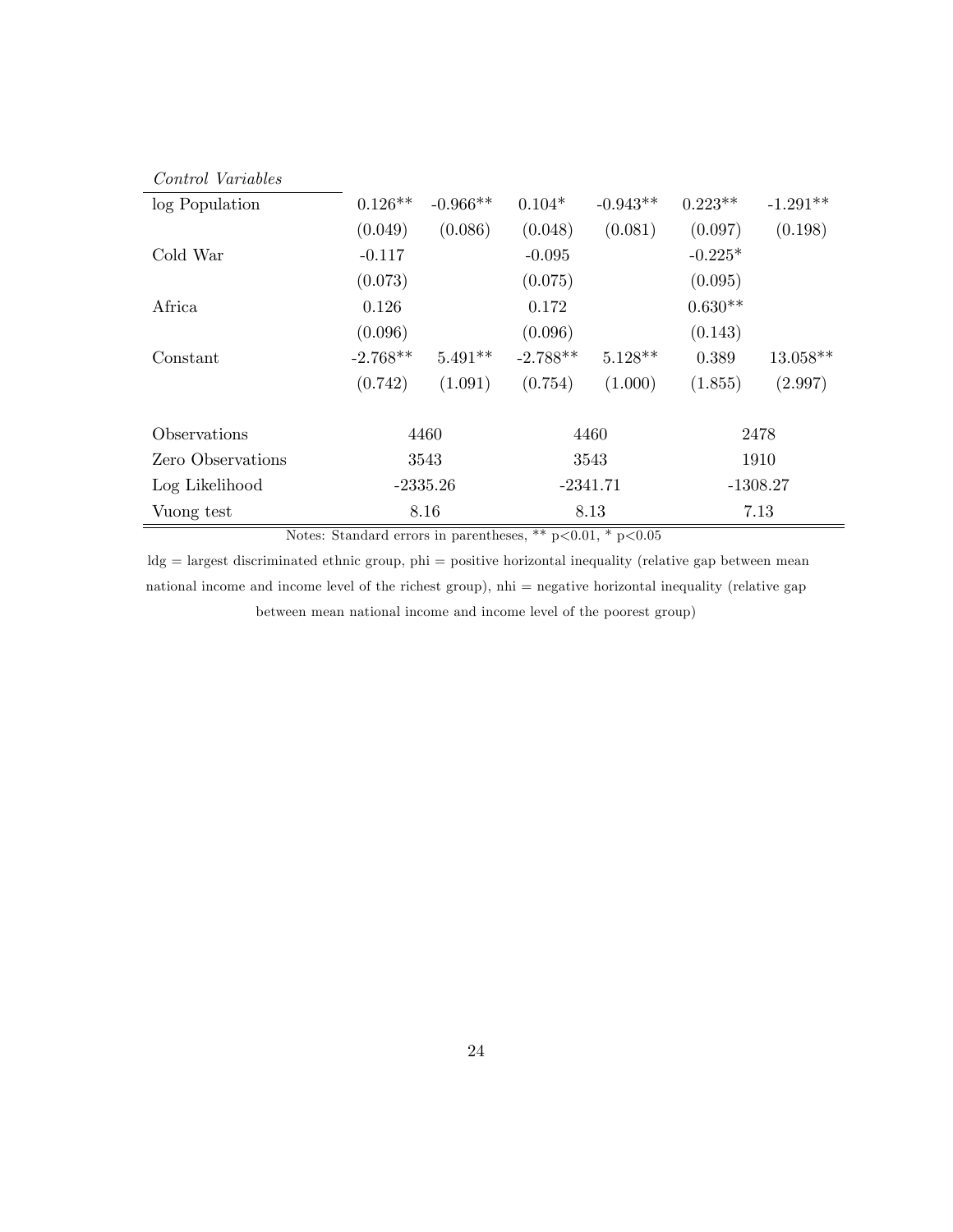| *Control Variables* | | | | | | |
|---|---|---|---|---|---|---|
| log Population | 0.126** | -0.966** | 0.104* | -0.943** | 0.223** | -1.291** |
| | (0.049) | (0.086) | (0.048) | (0.081) | (0.097) | (0.198) |
| Cold War | -0.117 | | -0.095 | | -0.225* | |
| | (0.073) | | (0.075) | | (0.095) | |
| Africa | 0.126 | | 0.172 | | 0.630** | |
| | (0.096) | | (0.096) | | (0.143) | |
| Constant | -2.768** | 5.491** | -2.788** | 5.128** | 0.389 | 13.058** |
| | (0.742) | (1.091) | (0.754) | (1.000) | (1.855) | (2.997) |
| Observations | 4460 | | 4460 | | 2478 | |
| Zero Observations | 3543 | | 3543 | | 1910 | |
| Log Likelihood | -2335.26 | | -2341.71 | | -1308.27 | |
| Vuong test | 8.16 | | 8.13 | | 7.13 | |

Notes: Standard errors in parentheses, ** p<0.01, * p<0.05

ldg = largest discriminated ethnic group, phi = positive horizontal inequality (relative gap between mean national income and income level of the richest group), nhi = negative horizontal inequality (relative gap between mean national income and income level of the poorest group)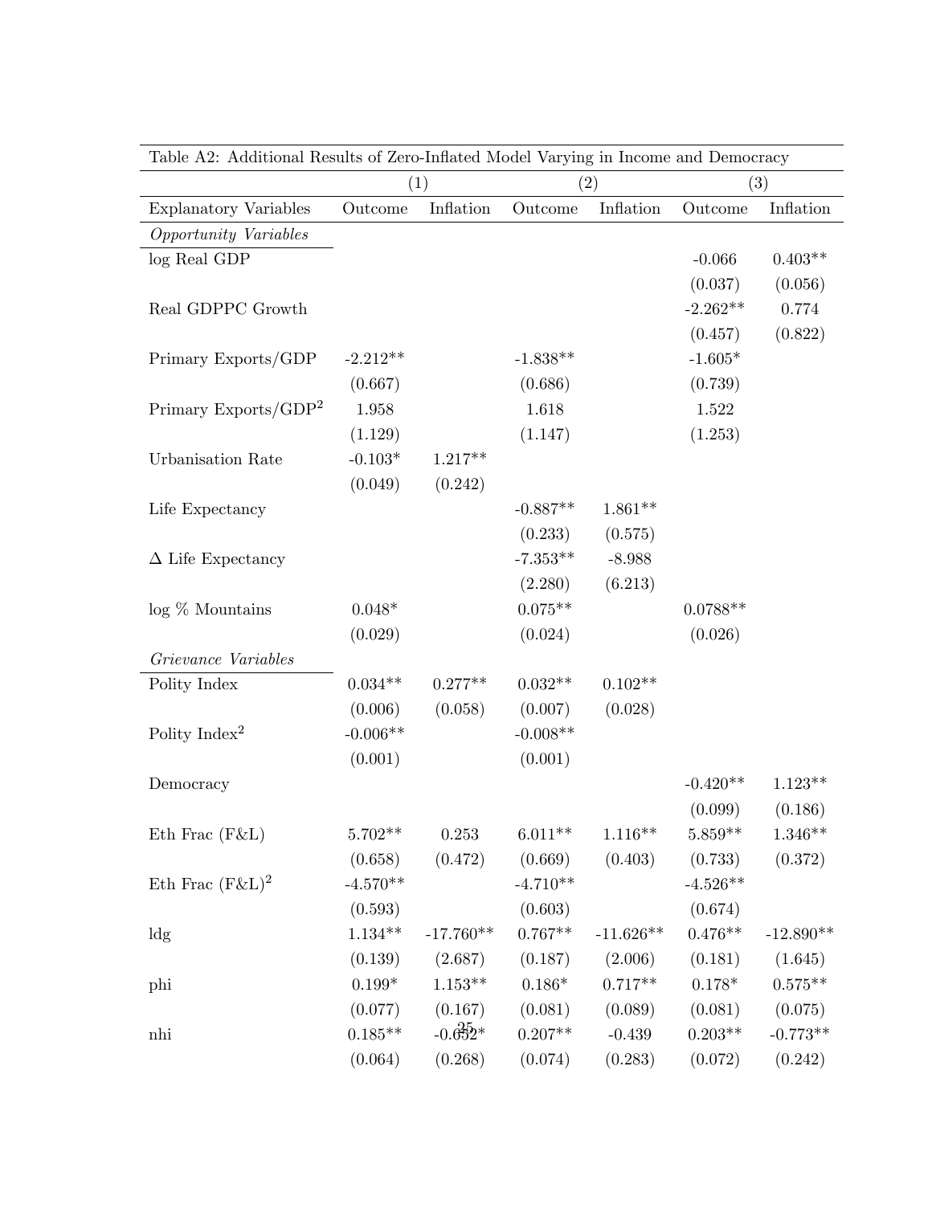Table A2: Additional Results of Zero-Inflated Model Varying in Income and Democracy

| | (1) | | (2) | | (3) | |
|---|---|---|---|---|---|---|
| Explanatory Variables | Outcome | Inflation | Outcome | Inflation | Outcome | Inflation |
| *Opportunity Variables* | | | | | | |
| log Real GDP | | | | | -0.066 | 0.403** |
| | | | | | (0.037) | (0.056) |
| Real GDPPC Growth | | | | | -2.262** | 0.774 |
| | | | | | (0.457) | (0.822) |
| Primary Exports/GDP | -2.212** | | -1.838** | | -1.605* | |
| | (0.667) | | (0.686) | | (0.739) | |
| Primary Exports/GDP$^2$ | 1.958 | | 1.618 | | 1.522 | |
| | (1.129) | | (1.147) | | (1.253) | |
| Urbanisation Rate | -0.103* | 1.217** | | | | |
| | (0.049) | (0.242) | | | | |
| Life Expectancy | | | -0.887** | 1.861** | | |
| | | | (0.233) | (0.575) | | |
| $\Delta$ Life Expectancy | | | -7.353** | -8.988 | | |
| | | | (2.280) | (6.213) | | |
| log % Mountains | 0.048* | | 0.075** | | 0.0788** | |
| | (0.029) | | (0.024) | | (0.026) | |
| *Grievance Variables* | | | | | | |
| Polity Index | 0.034** | 0.277** | 0.032** | 0.102** | | |
| | (0.006) | (0.058) | (0.007) | (0.028) | | |
| Polity Index$^2$ | -0.006** | | -0.008** | | | |
| | (0.001) | | (0.001) | | | |
| Democracy | | | | | -0.420** | 1.123** |
| | | | | | (0.099) | (0.186) |
| Eth Frac (F&L) | 5.702** | 0.253 | 6.011** | 1.116** | 5.859** | 1.346** |
| | (0.658) | (0.472) | (0.669) | (0.403) | (0.733) | (0.372) |
| Eth Frac (F&L)$^2$ | -4.570** | | -4.710** | | -4.526** | |
| | (0.593) | | (0.603) | | (0.674) | |
| ldg | 1.134** | -17.760** | 0.767** | -11.626** | 0.476** | -12.890** |
| | (0.139) | (2.687) | (0.187) | (2.006) | (0.181) | (1.645) |
| phi | 0.199* | 1.153** | 0.186* | 0.717** | 0.178* | 0.575** |
| | (0.077) | (0.167) | (0.081) | (0.089) | (0.081) | (0.075) |
| nhi | 0.185** | -0.652* | 0.207** | -0.439 | 0.203** | -0.773** |
| | (0.064) | (0.268) | (0.074) | (0.283) | (0.072) | (0.242) |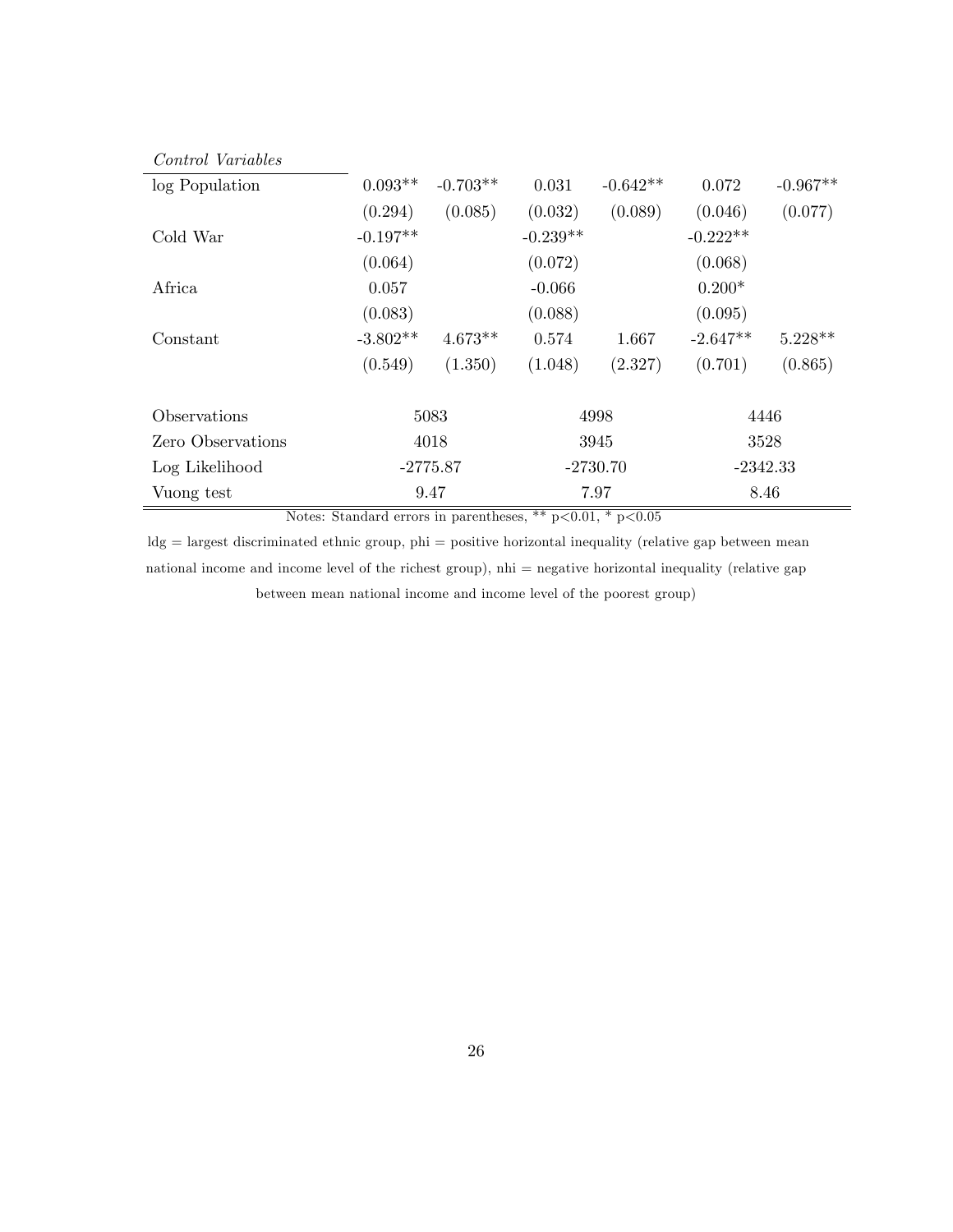| | | | | | | |
|---|---|---|---|---|---|---|
| *Control Variables* | | | | | | |
| log Population | 0.093** | -0.703** | 0.031 | -0.642** | 0.072 | -0.967** |
| | (0.294) | (0.085) | (0.032) | (0.089) | (0.046) | (0.077) |
| Cold War | -0.197** | | -0.239** | | -0.222** | |
| | (0.064) | | (0.072) | | (0.068) | |
| Africa | 0.057 | | -0.066 | | 0.200* | |
| | (0.083) | | (0.088) | | (0.095) | |
| Constant | -3.802** | 4.673** | 0.574 | 1.667 | -2.647** | 5.228** |
| | (0.549) | (1.350) | (1.048) | (2.327) | (0.701) | (0.865) |
| Observations | 5083 | | 4998 | | 4446 | |
| Zero Observations | 4018 | | 3945 | | 3528 | |
| Log Likelihood | -2775.87 | | -2730.70 | | -2342.33 | |
| Vuong test | 9.47 | | 7.97 | | 8.46 | |

Notes: Standard errors in parentheses, ** $p<0.01$, * $p<0.05$

ldg = largest discriminated ethnic group, phi = positive horizontal inequality (relative gap between mean national income and income level of the richest group), nhi = negative horizontal inequality (relative gap between mean national income and income level of the poorest group)